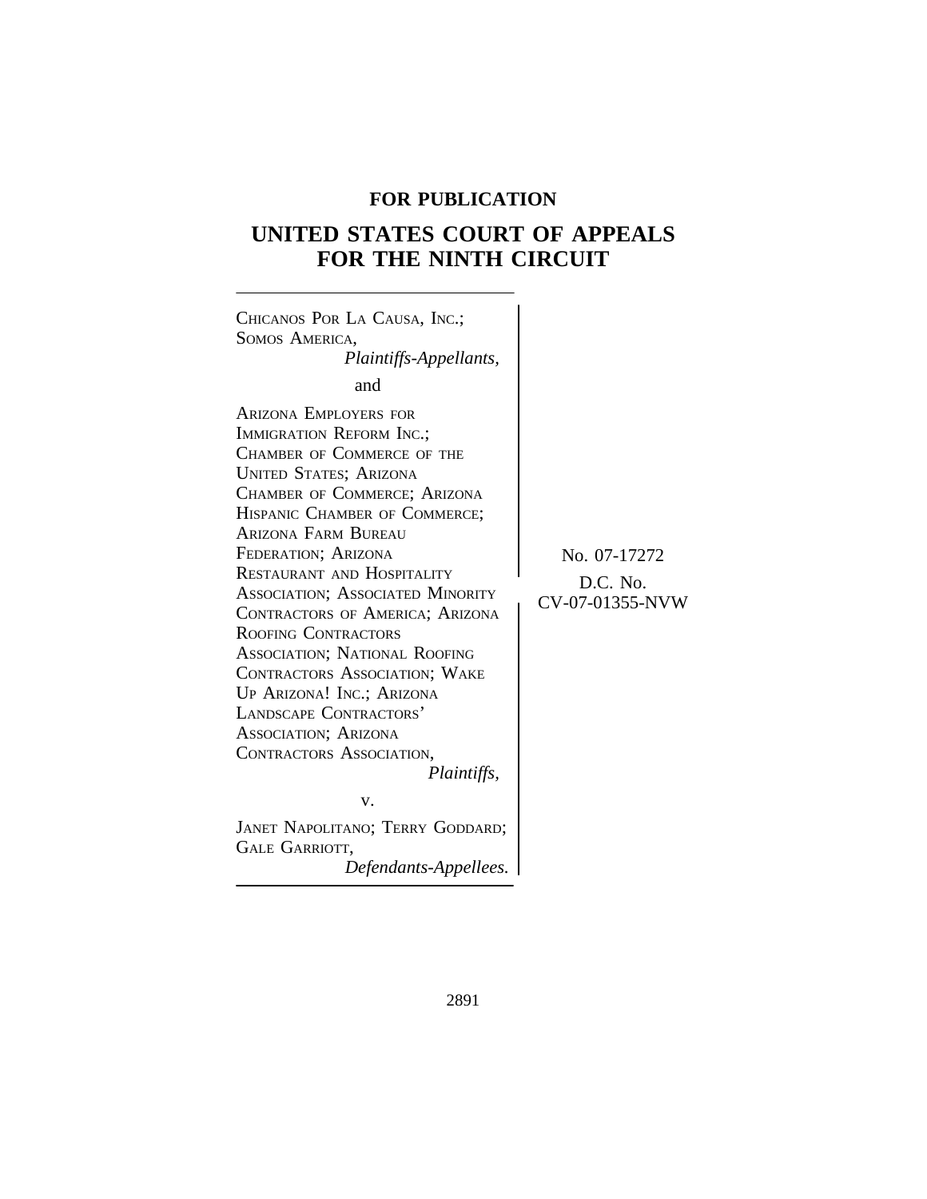**FOR PUBLICATION**

# UNITED STATES COURT OF APPEALS FOR THE NINTH CIRCUIT

CHICANOS POR LA CAUSA, INC.; SOMOS AMERICA,
*Plaintiffs-Appellants,*

and

ARIZONA EMPLOYERS FOR IMMIGRATION REFORM INC.; CHAMBER OF COMMERCE OF THE UNITED STATES; ARIZONA CHAMBER OF COMMERCE; ARIZONA HISPANIC CHAMBER OF COMMERCE; ARIZONA FARM BUREAU FEDERATION; ARIZONA RESTAURANT AND HOSPITALITY ASSOCIATION; ASSOCIATED MINORITY CONTRACTORS OF AMERICA; ARIZONA ROOFING CONTRACTORS ASSOCIATION; NATIONAL ROOFING CONTRACTORS ASSOCIATION; WAKE UP ARIZONA! INC.; ARIZONA LANDSCAPE CONTRACTORS' ASSOCIATION; ARIZONA CONTRACTORS ASSOCIATION,
*Plaintiffs,*

v.

JANET NAPOLITANO; TERRY GODDARD; GALE GARRIOTT,
*Defendants-Appellees.*

No. 07-17272

D.C. No.
CV-07-01355-NVW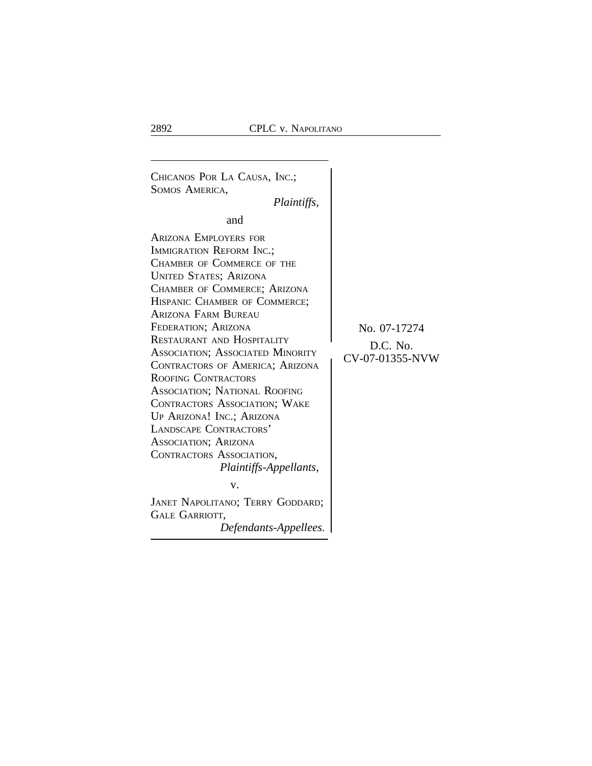CHICANOS POR LA CAUSA, INC.; SOMOS AMERICA,
*Plaintiffs,*

and

ARIZONA EMPLOYERS FOR IMMIGRATION REFORM INC.; CHAMBER OF COMMERCE OF THE UNITED STATES; ARIZONA CHAMBER OF COMMERCE; ARIZONA HISPANIC CHAMBER OF COMMERCE; ARIZONA FARM BUREAU FEDERATION; ARIZONA RESTAURANT AND HOSPITALITY ASSOCIATION; ASSOCIATED MINORITY CONTRACTORS OF AMERICA; ARIZONA ROOFING CONTRACTORS ASSOCIATION; NATIONAL ROOFING CONTRACTORS ASSOCIATION; WAKE UP ARIZONA! INC.; ARIZONA LANDSCAPE CONTRACTORS' ASSOCIATION; ARIZONA CONTRACTORS ASSOCIATION,
*Plaintiffs-Appellants,*

v.

JANET NAPOLITANO; TERRY GODDARD; GALE GARRIOTT,
*Defendants-Appellees.*

No. 07-17274

D.C. No. CV-07-01355-NVW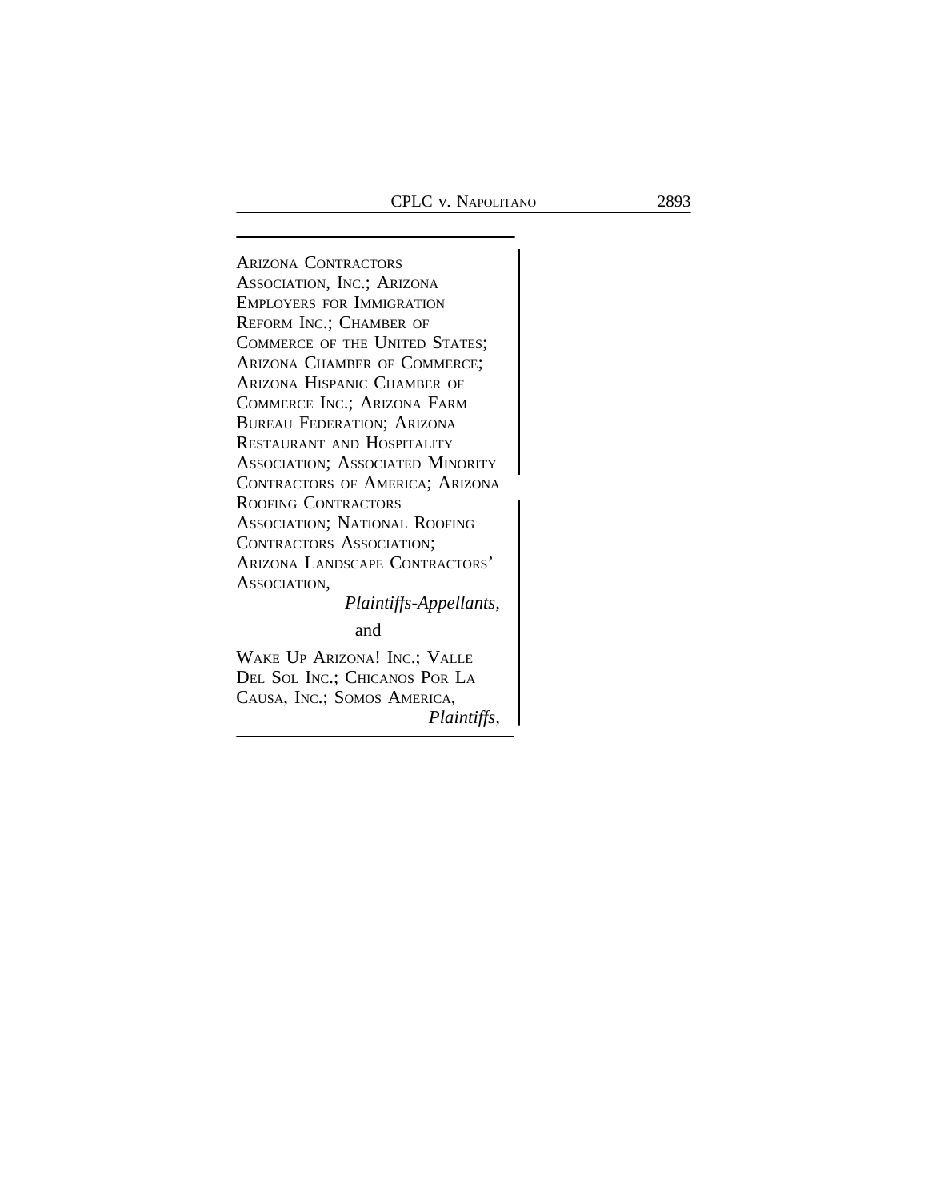ARIZONA CONTRACTORS ASSOCIATION, INC.; ARIZONA EMPLOYERS FOR IMMIGRATION REFORM INC.; CHAMBER OF COMMERCE OF THE UNITED STATES; ARIZONA CHAMBER OF COMMERCE; ARIZONA HISPANIC CHAMBER OF COMMERCE INC.; ARIZONA FARM BUREAU FEDERATION; ARIZONA RESTAURANT AND HOSPITALITY ASSOCIATION; ASSOCIATED MINORITY CONTRACTORS OF AMERICA; ARIZONA ROOFING CONTRACTORS ASSOCIATION; NATIONAL ROOFING CONTRACTORS ASSOCIATION; ARIZONA LANDSCAPE CONTRACTORS' ASSOCIATION,

*Plaintiffs-Appellants,*

and

WAKE UP ARIZONA! INC.; VALLE DEL SOL INC.; CHICANOS POR LA CAUSA, INC.; SOMOS AMERICA,

*Plaintiffs,*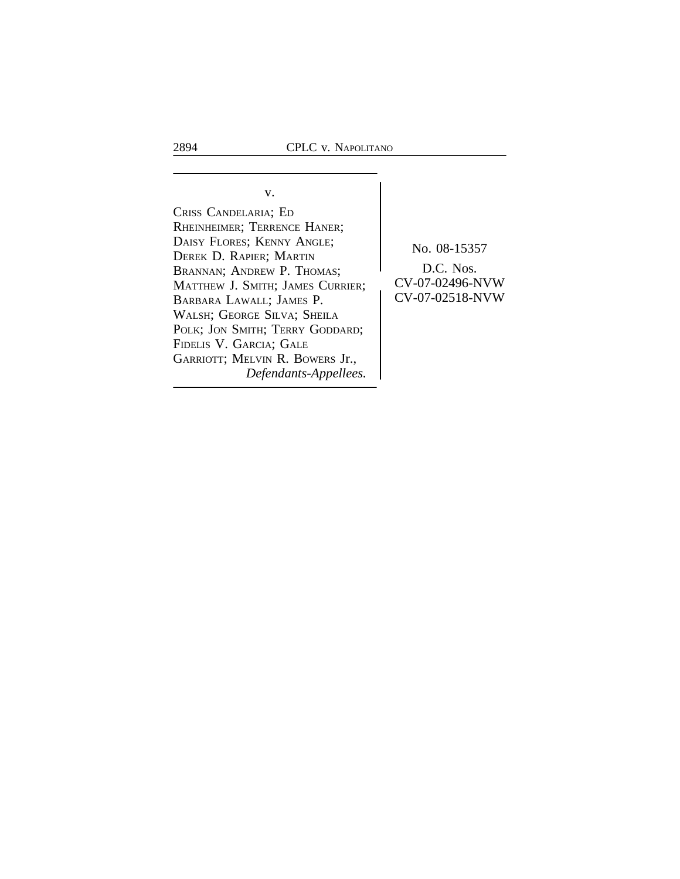v.

CRISS CANDELARIA; ED RHEINHEIMER; TERRENCE HANER; DAISY FLORES; KENNY ANGLE; DEREK D. RAPIER; MARTIN BRANNAN; ANDREW P. THOMAS; MATTHEW J. SMITH; JAMES CURRIER; BARBARA LAWALL; JAMES P. WALSH; GEORGE SILVA; SHEILA POLK; JON SMITH; TERRY GODDARD; FIDELIS V. GARCIA; GALE GARRIOTT; MELVIN R. BOWERS Jr.,
*Defendants-Appellees.*

No. 08-15357

D.C. Nos.
CV-07-02496-NVW
CV-07-02518-NVW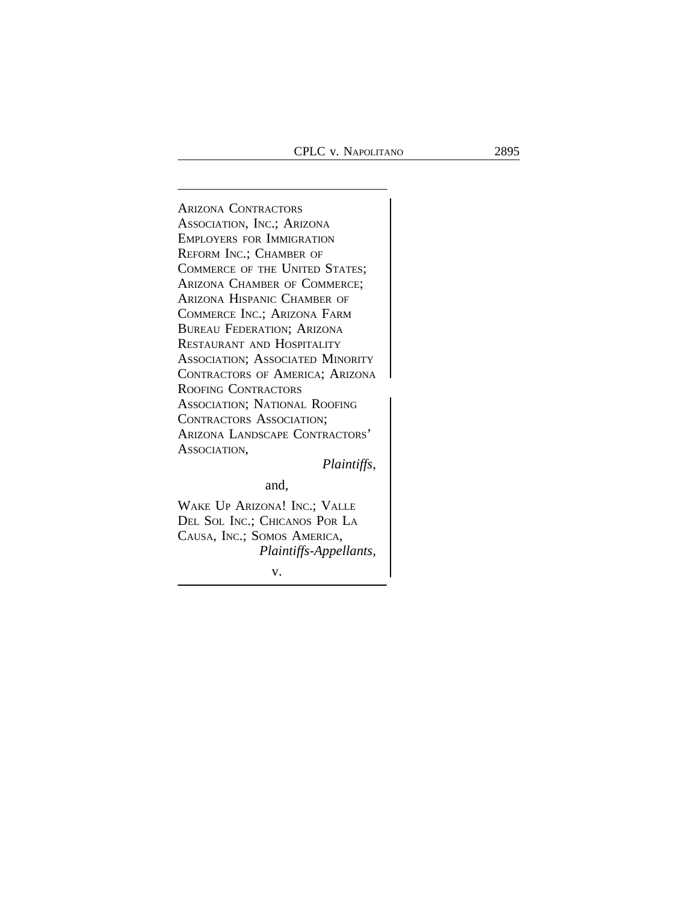ARIZONA CONTRACTORS ASSOCIATION, INC.; ARIZONA EMPLOYERS FOR IMMIGRATION REFORM INC.; CHAMBER OF COMMERCE OF THE UNITED STATES; ARIZONA CHAMBER OF COMMERCE; ARIZONA HISPANIC CHAMBER OF COMMERCE INC.; ARIZONA FARM BUREAU FEDERATION; ARIZONA RESTAURANT AND HOSPITALITY ASSOCIATION; ASSOCIATED MINORITY CONTRACTORS OF AMERICA; ARIZONA ROOFING CONTRACTORS ASSOCIATION; NATIONAL ROOFING CONTRACTORS ASSOCIATION; ARIZONA LANDSCAPE CONTRACTORS' ASSOCIATION,

*Plaintiffs,*

and,

WAKE UP ARIZONA! INC.; VALLE DEL SOL INC.; CHICANOS POR LA CAUSA, INC.; SOMOS AMERICA,

*Plaintiffs-Appellants,*

v.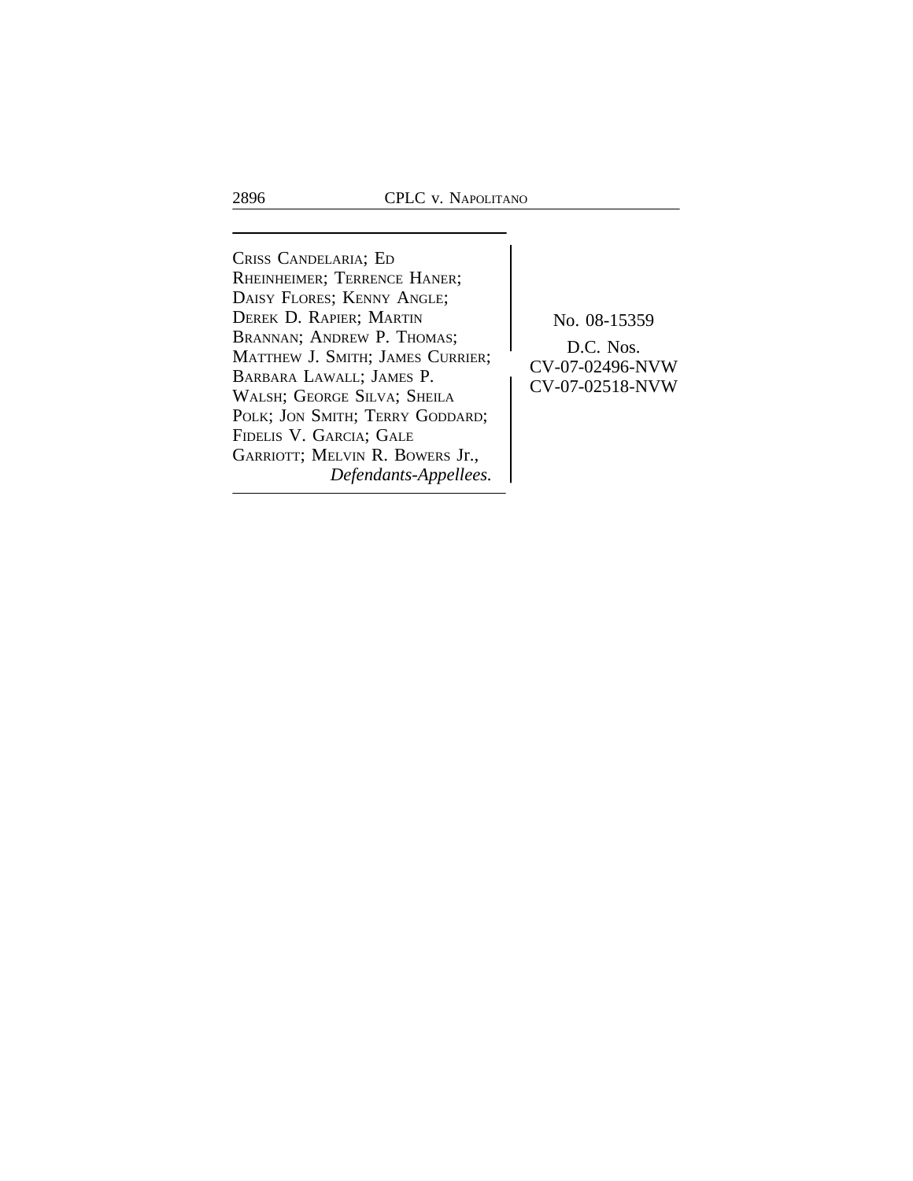CRISS CANDELARIA; ED RHEINHEIMER; TERRENCE HANER; DAISY FLORES; KENNY ANGLE; DEREK D. RAPIER; MARTIN BRANNAN; ANDREW P. THOMAS; MATTHEW J. SMITH; JAMES CURRIER; BARBARA LAWALL; JAMES P. WALSH; GEORGE SILVA; SHEILA POLK; JON SMITH; TERRY GODDARD; FIDELIS V. GARCIA; GALE GARRIOTT; MELVIN R. BOWERS Jr.,
*Defendants-Appellees.*

No. 08-15359

D.C. Nos.
CV-07-02496-NVW
CV-07-02518-NVW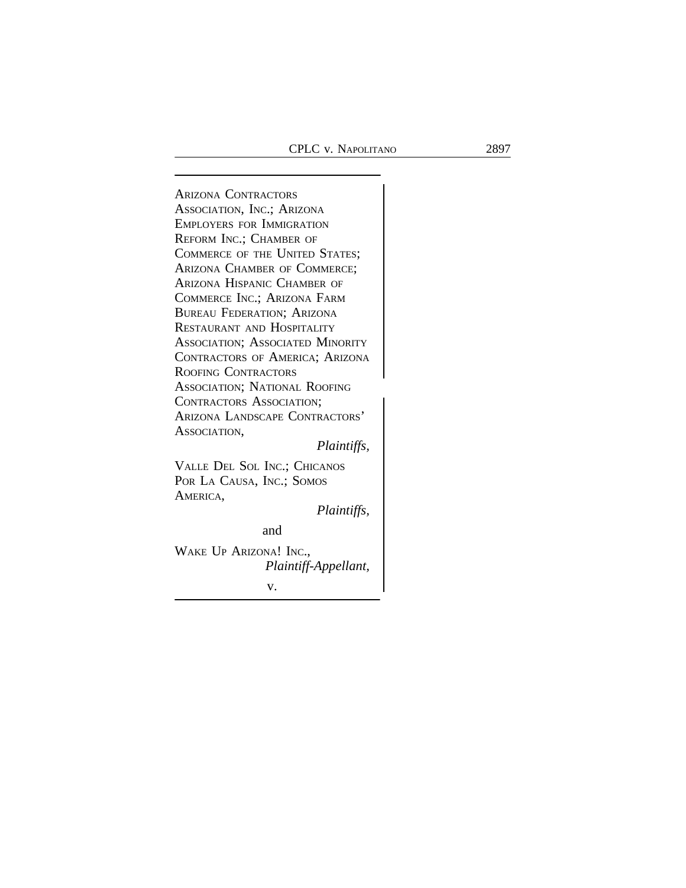ARIZONA CONTRACTORS ASSOCIATION, INC.; ARIZONA EMPLOYERS FOR IMMIGRATION REFORM INC.; CHAMBER OF COMMERCE OF THE UNITED STATES; ARIZONA CHAMBER OF COMMERCE; ARIZONA HISPANIC CHAMBER OF COMMERCE INC.; ARIZONA FARM BUREAU FEDERATION; ARIZONA RESTAURANT AND HOSPITALITY ASSOCIATION; ASSOCIATED MINORITY CONTRACTORS OF AMERICA; ARIZONA ROOFING CONTRACTORS ASSOCIATION; NATIONAL ROOFING CONTRACTORS ASSOCIATION; ARIZONA LANDSCAPE CONTRACTORS' ASSOCIATION,

*Plaintiffs,*

VALLE DEL SOL INC.; CHICANOS POR LA CAUSA, INC.; SOMOS AMERICA,

*Plaintiffs,*

and

WAKE UP ARIZONA! INC.,

*Plaintiff-Appellant,*

v.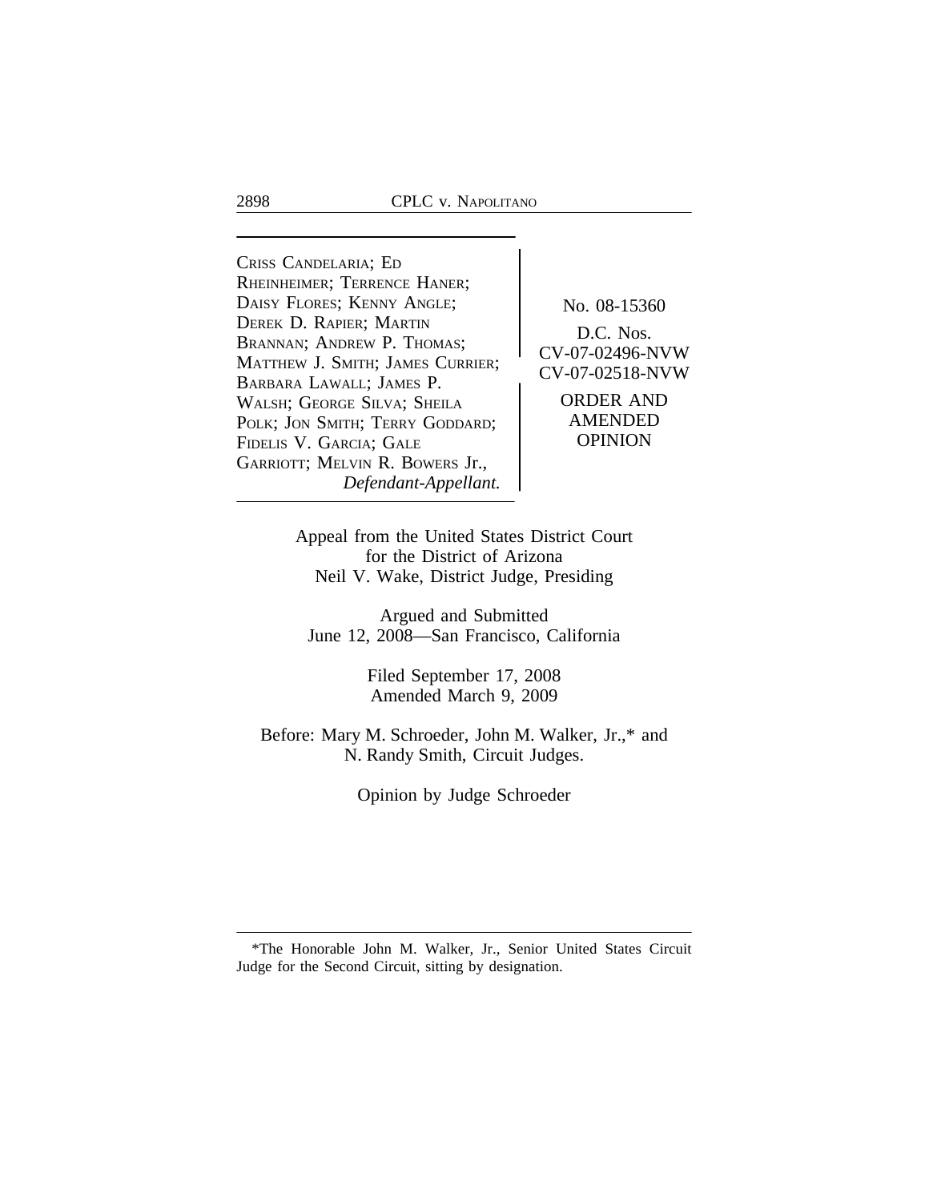CRISS CANDELARIA; ED RHEINHEIMER; TERRENCE HANER; DAISY FLORES; KENNY ANGLE; DEREK D. RAPIER; MARTIN BRANNAN; ANDREW P. THOMAS; MATTHEW J. SMITH; JAMES CURRIER; BARBARA LAWALL; JAMES P. WALSH; GEORGE SILVA; SHEILA POLK; JON SMITH; TERRY GODDARD; FIDELIS V. GARCIA; GALE GARRIOTT; MELVIN R. BOWERS Jr.,
*Defendant-Appellant.*

No. 08-15360

D.C. Nos.
CV-07-02496-NVW
CV-07-02518-NVW

ORDER AND AMENDED OPINION

Appeal from the United States District Court
for the District of Arizona
Neil V. Wake, District Judge, Presiding

Argued and Submitted
June 12, 2008—San Francisco, California

Filed September 17, 2008
Amended March 9, 2009

Before: Mary M. Schroeder, John M. Walker, Jr.,* and N. Randy Smith, Circuit Judges.

Opinion by Judge Schroeder

---

*The Honorable John M. Walker, Jr., Senior United States Circuit Judge for the Second Circuit, sitting by designation.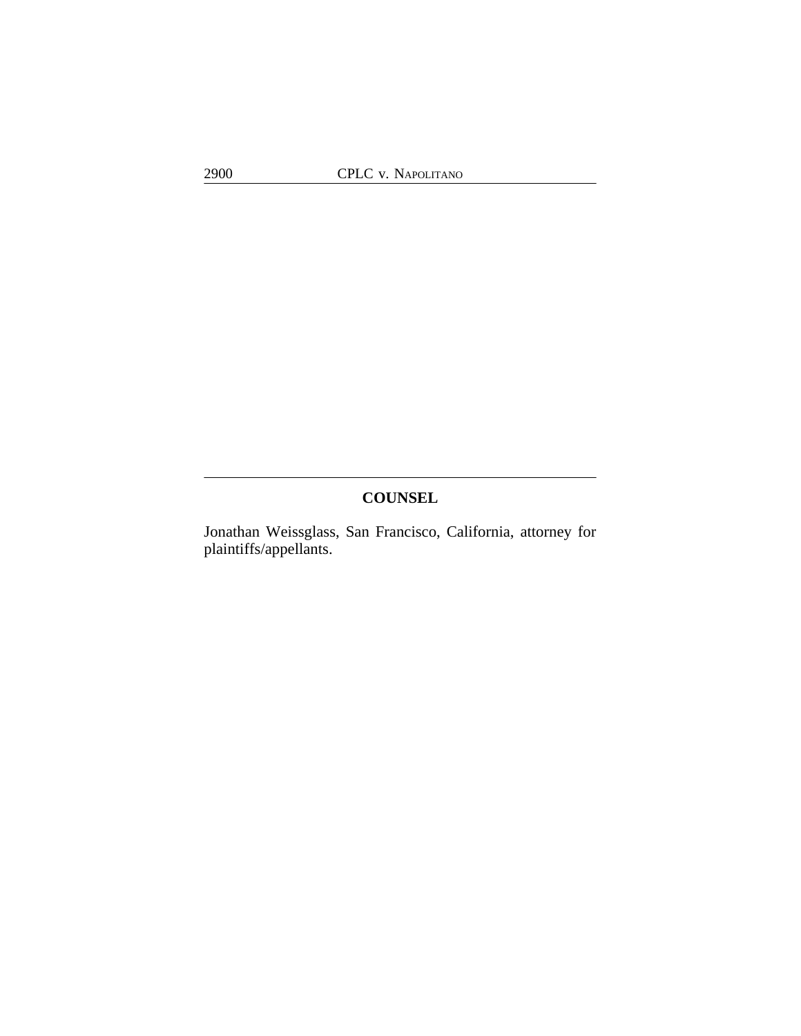## COUNSEL

Jonathan Weissglass, San Francisco, California, attorney for plaintiffs/appellants.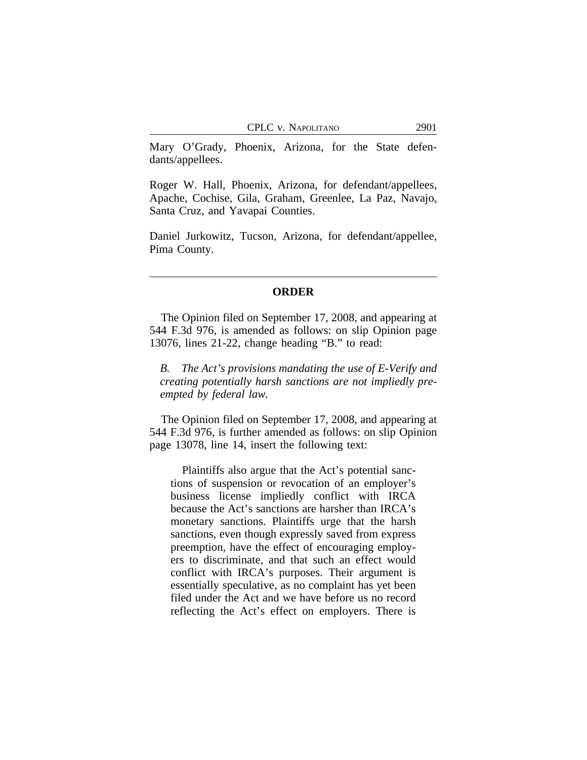Mary O'Grady, Phoenix, Arizona, for the State defendants/appellees.

Roger W. Hall, Phoenix, Arizona, for defendant/appellees, Apache, Cochise, Gila, Graham, Greenlee, La Paz, Navajo, Santa Cruz, and Yavapai Counties.

Daniel Jurkowitz, Tucson, Arizona, for defendant/appellee, Pima County.

---

## ORDER

The Opinion filed on September 17, 2008, and appearing at 544 F.3d 976, is amended as follows: on slip Opinion page 13076, lines 21-22, change heading "B." to read:

> *B. The Act's provisions mandating the use of E-Verify and creating potentially harsh sanctions are not impliedly preempted by federal law.*

The Opinion filed on September 17, 2008, and appearing at 544 F.3d 976, is further amended as follows: on slip Opinion page 13078, line 14, insert the following text:

> Plaintiffs also argue that the Act's potential sanctions of suspension or revocation of an employer's business license impliedly conflict with IRCA because the Act's sanctions are harsher than IRCA's monetary sanctions. Plaintiffs urge that the harsh sanctions, even though expressly saved from express preemption, have the effect of encouraging employers to discriminate, and that such an effect would conflict with IRCA's purposes. Their argument is essentially speculative, as no complaint has yet been filed under the Act and we have before us no record reflecting the Act's effect on employers. There is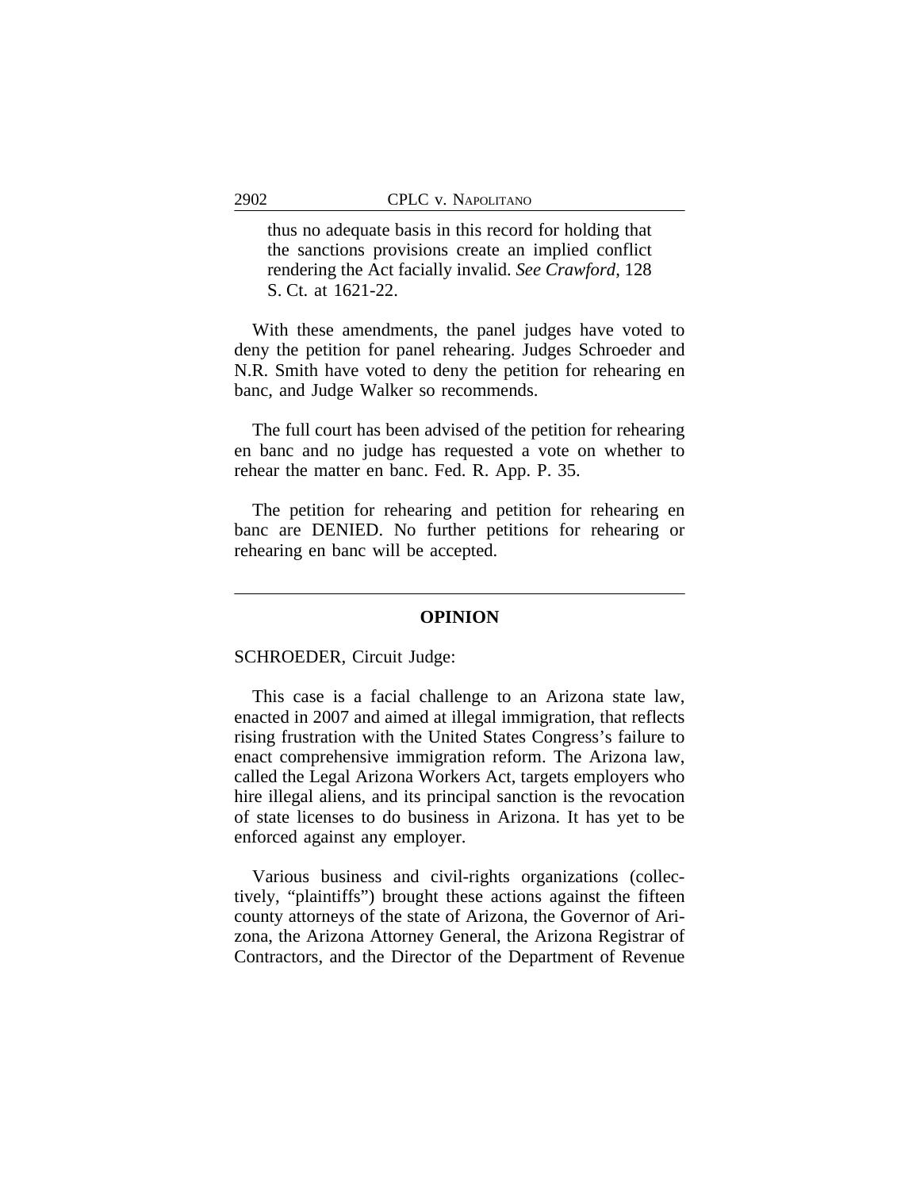> thus no adequate basis in this record for holding that the sanctions provisions create an implied conflict rendering the Act facially invalid. *See Crawford*, 128 S. Ct. at 1621-22.

With these amendments, the panel judges have voted to deny the petition for panel rehearing. Judges Schroeder and N.R. Smith have voted to deny the petition for rehearing en banc, and Judge Walker so recommends.

The full court has been advised of the petition for rehearing en banc and no judge has requested a vote on whether to rehear the matter en banc. Fed. R. App. P. 35.

The petition for rehearing and petition for rehearing en banc are DENIED. No further petitions for rehearing or rehearing en banc will be accepted.

---

## OPINION

SCHROEDER, Circuit Judge:

This case is a facial challenge to an Arizona state law, enacted in 2007 and aimed at illegal immigration, that reflects rising frustration with the United States Congress's failure to enact comprehensive immigration reform. The Arizona law, called the Legal Arizona Workers Act, targets employers who hire illegal aliens, and its principal sanction is the revocation of state licenses to do business in Arizona. It has yet to be enforced against any employer.

Various business and civil-rights organizations (collectively, "plaintiffs") brought these actions against the fifteen county attorneys of the state of Arizona, the Governor of Arizona, the Arizona Attorney General, the Arizona Registrar of Contractors, and the Director of the Department of Revenue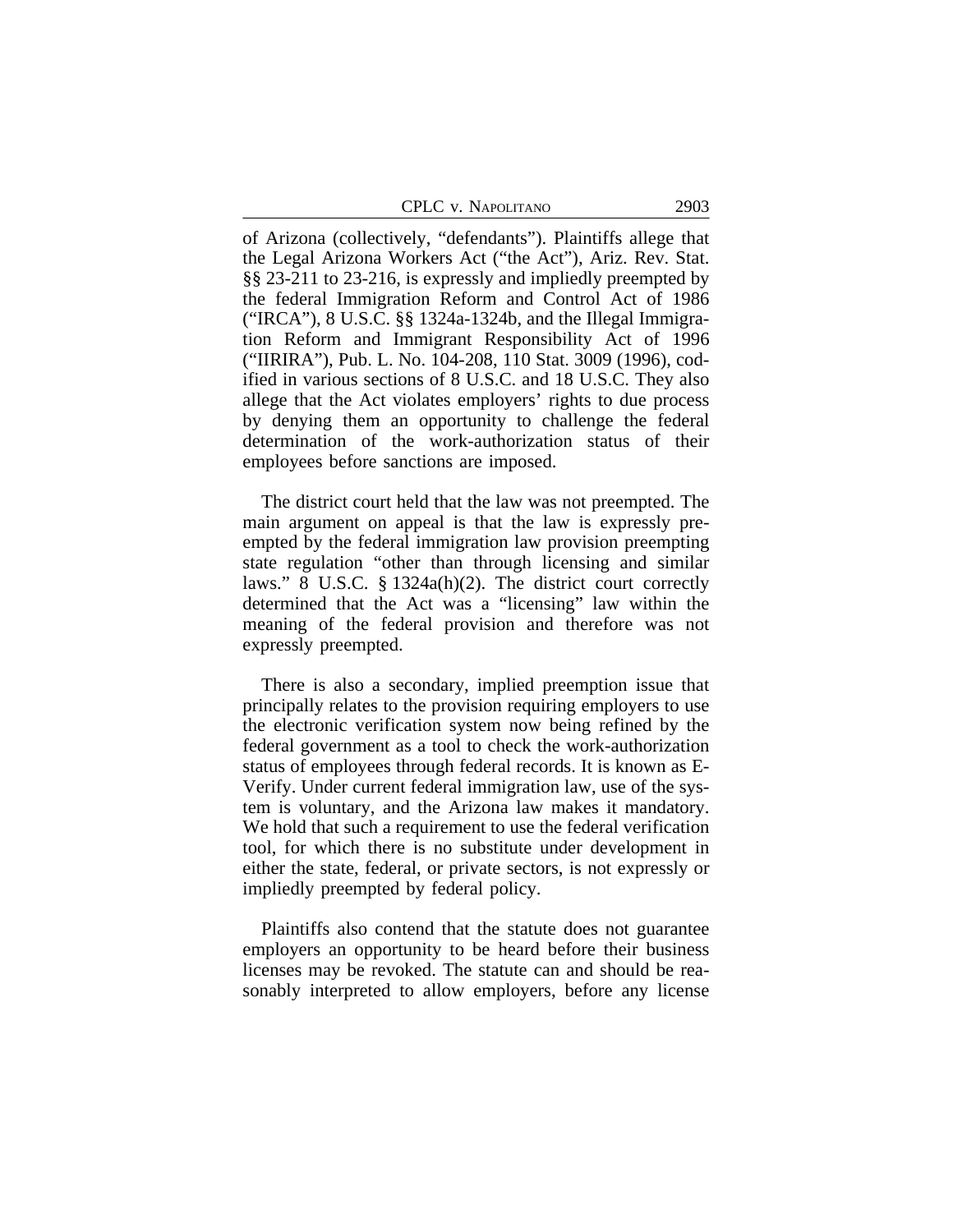of Arizona (collectively, "defendants"). Plaintiffs allege that the Legal Arizona Workers Act ("the Act"), Ariz. Rev. Stat. §§ 23-211 to 23-216, is expressly and impliedly preempted by the federal Immigration Reform and Control Act of 1986 ("IRCA"), 8 U.S.C. §§ 1324a-1324b, and the Illegal Immigration Reform and Immigrant Responsibility Act of 1996 ("IIRIRA"), Pub. L. No. 104-208, 110 Stat. 3009 (1996), codified in various sections of 8 U.S.C. and 18 U.S.C. They also allege that the Act violates employers' rights to due process by denying them an opportunity to challenge the federal determination of the work-authorization status of their employees before sanctions are imposed.

The district court held that the law was not preempted. The main argument on appeal is that the law is expressly preempted by the federal immigration law provision preempting state regulation "other than through licensing and similar laws." 8 U.S.C. § 1324a(h)(2). The district court correctly determined that the Act was a "licensing" law within the meaning of the federal provision and therefore was not expressly preempted.

There is also a secondary, implied preemption issue that principally relates to the provision requiring employers to use the electronic verification system now being refined by the federal government as a tool to check the work-authorization status of employees through federal records. It is known as E-Verify. Under current federal immigration law, use of the system is voluntary, and the Arizona law makes it mandatory. We hold that such a requirement to use the federal verification tool, for which there is no substitute under development in either the state, federal, or private sectors, is not expressly or impliedly preempted by federal policy.

Plaintiffs also contend that the statute does not guarantee employers an opportunity to be heard before their business licenses may be revoked. The statute can and should be reasonably interpreted to allow employers, before any license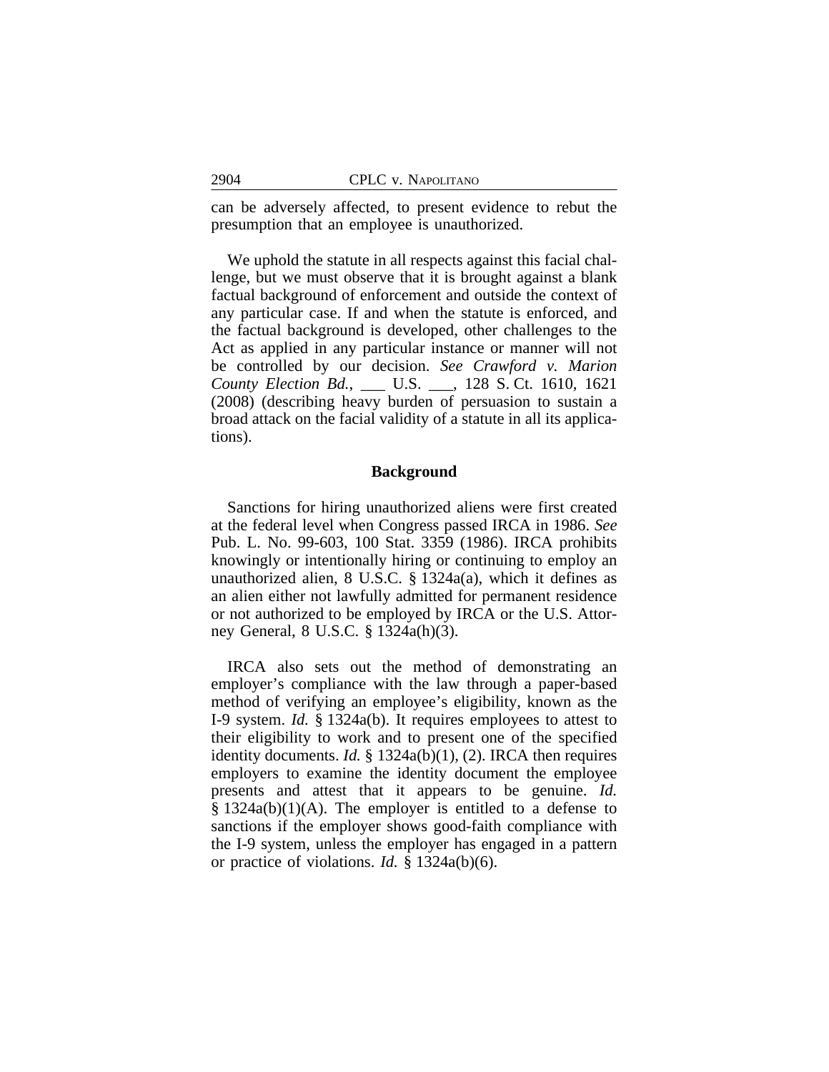can be adversely affected, to present evidence to rebut the presumption that an employee is unauthorized.

We uphold the statute in all respects against this facial challenge, but we must observe that it is brought against a blank factual background of enforcement and outside the context of any particular case. If and when the statute is enforced, and the factual background is developed, other challenges to the Act as applied in any particular instance or manner will not be controlled by our decision. *See Crawford v. Marion County Election Bd.*, ___ U.S. ___, 128 S. Ct. 1610, 1621 (2008) (describing heavy burden of persuasion to sustain a broad attack on the facial validity of a statute in all its applications).

**Background**

Sanctions for hiring unauthorized aliens were first created at the federal level when Congress passed IRCA in 1986. *See* Pub. L. No. 99-603, 100 Stat. 3359 (1986). IRCA prohibits knowingly or intentionally hiring or continuing to employ an unauthorized alien, 8 U.S.C. § 1324a(a), which it defines as an alien either not lawfully admitted for permanent residence or not authorized to be employed by IRCA or the U.S. Attorney General, 8 U.S.C. § 1324a(h)(3).

IRCA also sets out the method of demonstrating an employer's compliance with the law through a paper-based method of verifying an employee's eligibility, known as the I-9 system. *Id.* § 1324a(b). It requires employees to attest to their eligibility to work and to present one of the specified identity documents. *Id.* § 1324a(b)(1), (2). IRCA then requires employers to examine the identity document the employee presents and attest that it appears to be genuine. *Id.* § 1324a(b)(1)(A). The employer is entitled to a defense to sanctions if the employer shows good-faith compliance with the I-9 system, unless the employer has engaged in a pattern or practice of violations. *Id.* § 1324a(b)(6).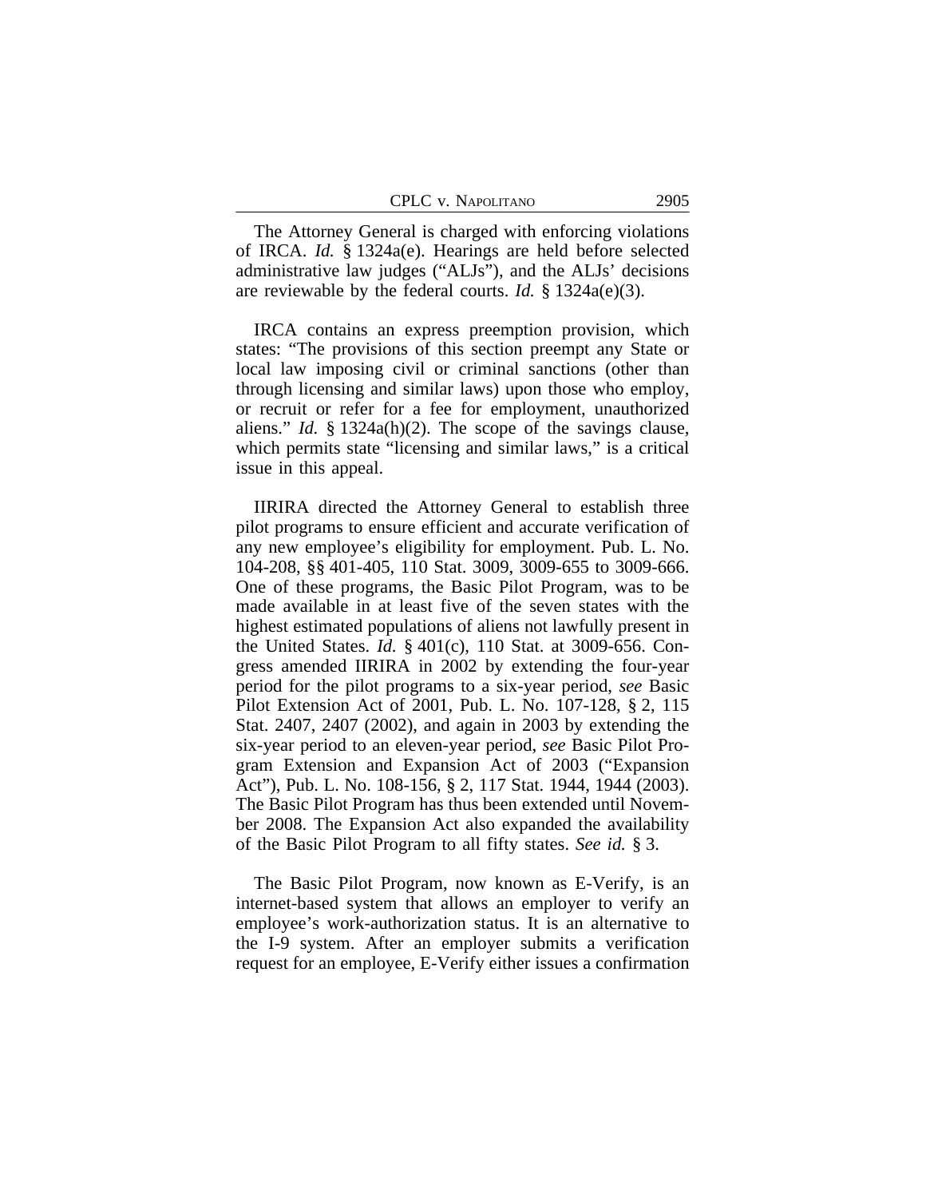The Attorney General is charged with enforcing violations of IRCA. *Id.* § 1324a(e). Hearings are held before selected administrative law judges ("ALJs"), and the ALJs' decisions are reviewable by the federal courts. *Id.* § 1324a(e)(3).

IRCA contains an express preemption provision, which states: "The provisions of this section preempt any State or local law imposing civil or criminal sanctions (other than through licensing and similar laws) upon those who employ, or recruit or refer for a fee for employment, unauthorized aliens." *Id.* § 1324a(h)(2). The scope of the savings clause, which permits state "licensing and similar laws," is a critical issue in this appeal.

IIRIRA directed the Attorney General to establish three pilot programs to ensure efficient and accurate verification of any new employee's eligibility for employment. Pub. L. No. 104-208, §§ 401-405, 110 Stat. 3009, 3009-655 to 3009-666. One of these programs, the Basic Pilot Program, was to be made available in at least five of the seven states with the highest estimated populations of aliens not lawfully present in the United States. *Id.* § 401(c), 110 Stat. at 3009-656. Congress amended IIRIRA in 2002 by extending the four-year period for the pilot programs to a six-year period, *see* Basic Pilot Extension Act of 2001, Pub. L. No. 107-128, § 2, 115 Stat. 2407, 2407 (2002), and again in 2003 by extending the six-year period to an eleven-year period, *see* Basic Pilot Program Extension and Expansion Act of 2003 ("Expansion Act"), Pub. L. No. 108-156, § 2, 117 Stat. 1944, 1944 (2003). The Basic Pilot Program has thus been extended until November 2008. The Expansion Act also expanded the availability of the Basic Pilot Program to all fifty states. *See id.* § 3.

The Basic Pilot Program, now known as E-Verify, is an internet-based system that allows an employer to verify an employee's work-authorization status. It is an alternative to the I-9 system. After an employer submits a verification request for an employee, E-Verify either issues a confirmation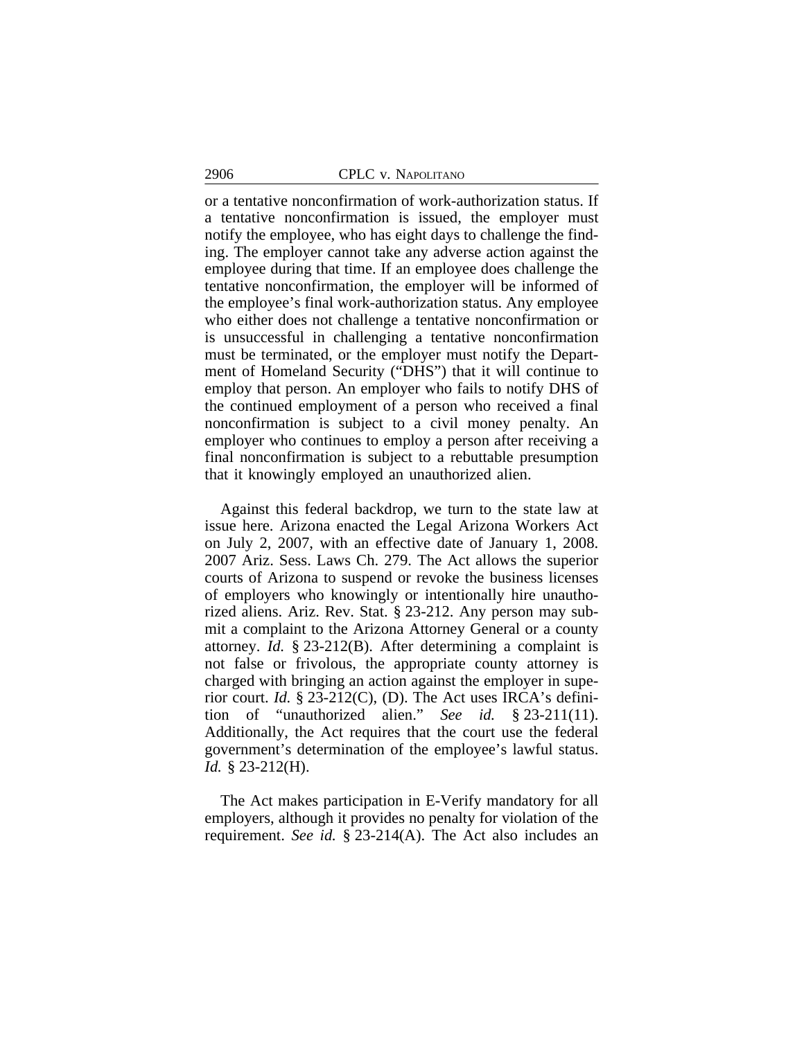or a tentative nonconfirmation of work-authorization status. If a tentative nonconfirmation is issued, the employer must notify the employee, who has eight days to challenge the finding. The employer cannot take any adverse action against the employee during that time. If an employee does challenge the tentative nonconfirmation, the employer will be informed of the employee's final work-authorization status. Any employee who either does not challenge a tentative nonconfirmation or is unsuccessful in challenging a tentative nonconfirmation must be terminated, or the employer must notify the Department of Homeland Security ("DHS") that it will continue to employ that person. An employer who fails to notify DHS of the continued employment of a person who received a final nonconfirmation is subject to a civil money penalty. An employer who continues to employ a person after receiving a final nonconfirmation is subject to a rebuttable presumption that it knowingly employed an unauthorized alien.

Against this federal backdrop, we turn to the state law at issue here. Arizona enacted the Legal Arizona Workers Act on July 2, 2007, with an effective date of January 1, 2008. 2007 Ariz. Sess. Laws Ch. 279. The Act allows the superior courts of Arizona to suspend or revoke the business licenses of employers who knowingly or intentionally hire unauthorized aliens. Ariz. Rev. Stat. § 23-212. Any person may submit a complaint to the Arizona Attorney General or a county attorney. *Id.* § 23-212(B). After determining a complaint is not false or frivolous, the appropriate county attorney is charged with bringing an action against the employer in superior court. *Id.* § 23-212(C), (D). The Act uses IRCA's definition of "unauthorized alien." *See id.* § 23-211(11). Additionally, the Act requires that the court use the federal government's determination of the employee's lawful status. *Id.* § 23-212(H).

The Act makes participation in E-Verify mandatory for all employers, although it provides no penalty for violation of the requirement. *See id.* § 23-214(A). The Act also includes an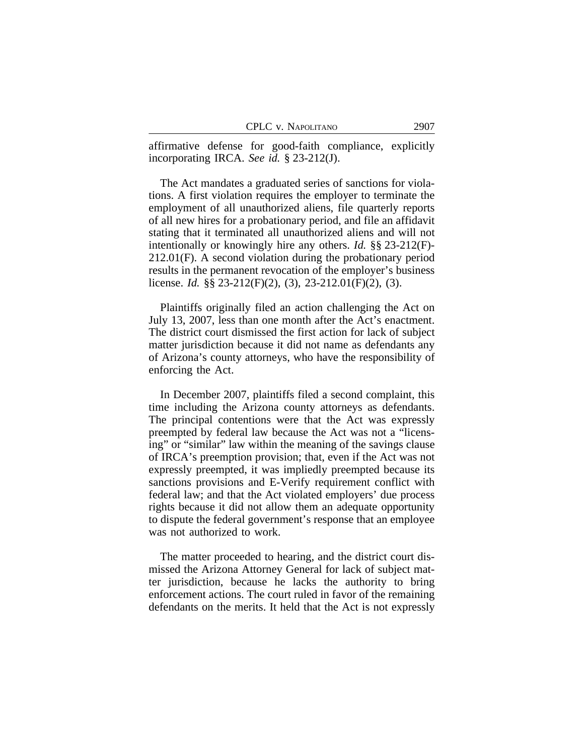affirmative defense for good-faith compliance, explicitly incorporating IRCA. *See id.* § 23-212(J).

The Act mandates a graduated series of sanctions for violations. A first violation requires the employer to terminate the employment of all unauthorized aliens, file quarterly reports of all new hires for a probationary period, and file an affidavit stating that it terminated all unauthorized aliens and will not intentionally or knowingly hire any others. *Id.* §§ 23-212(F)-212.01(F). A second violation during the probationary period results in the permanent revocation of the employer's business license. *Id.* §§ 23-212(F)(2), (3), 23-212.01(F)(2), (3).

Plaintiffs originally filed an action challenging the Act on July 13, 2007, less than one month after the Act's enactment. The district court dismissed the first action for lack of subject matter jurisdiction because it did not name as defendants any of Arizona's county attorneys, who have the responsibility of enforcing the Act.

In December 2007, plaintiffs filed a second complaint, this time including the Arizona county attorneys as defendants. The principal contentions were that the Act was expressly preempted by federal law because the Act was not a "licensing" or "similar" law within the meaning of the savings clause of IRCA's preemption provision; that, even if the Act was not expressly preempted, it was impliedly preempted because its sanctions provisions and E-Verify requirement conflict with federal law; and that the Act violated employers' due process rights because it did not allow them an adequate opportunity to dispute the federal government's response that an employee was not authorized to work.

The matter proceeded to hearing, and the district court dismissed the Arizona Attorney General for lack of subject matter jurisdiction, because he lacks the authority to bring enforcement actions. The court ruled in favor of the remaining defendants on the merits. It held that the Act is not expressly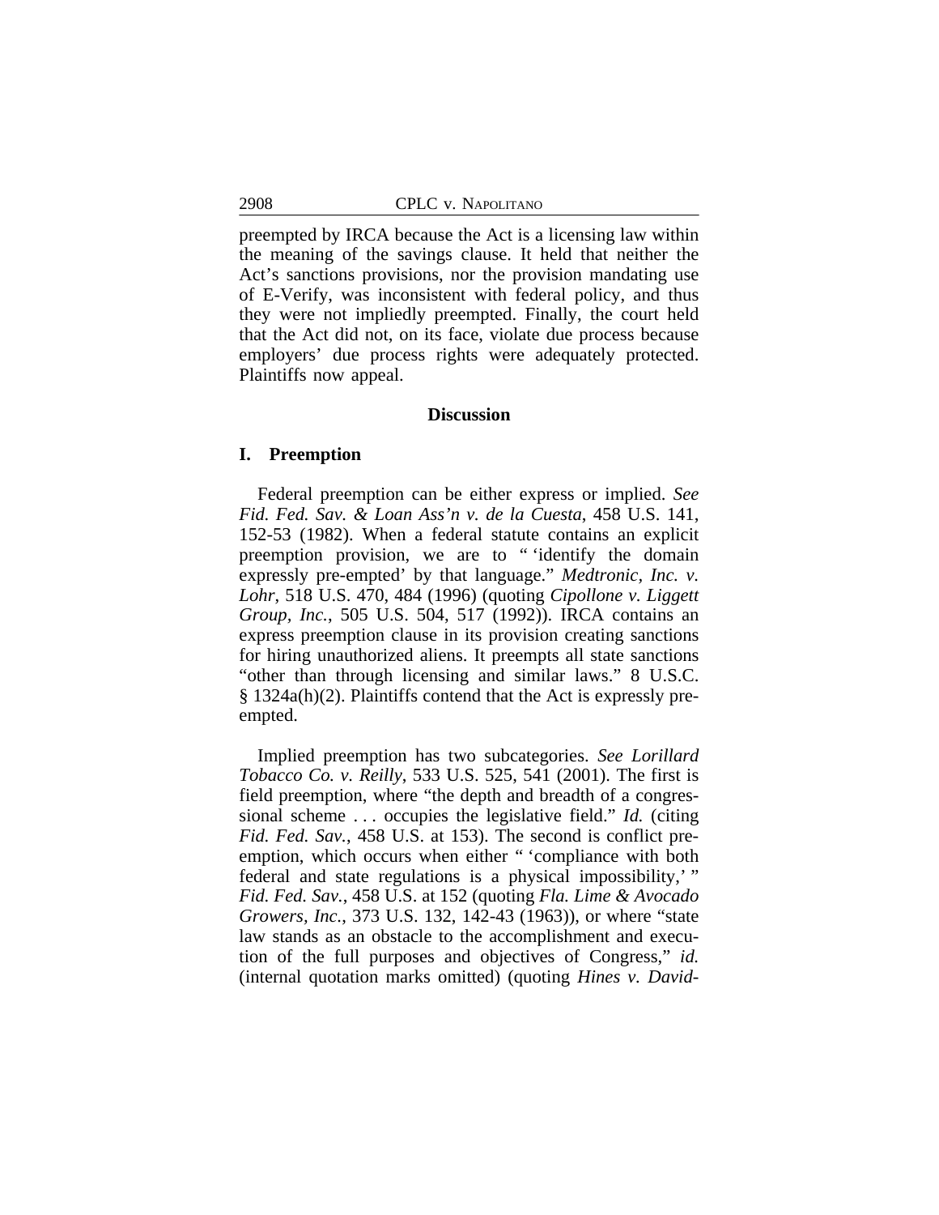preempted by IRCA because the Act is a licensing law within the meaning of the savings clause. It held that neither the Act's sanctions provisions, nor the provision mandating use of E-Verify, was inconsistent with federal policy, and thus they were not impliedly preempted. Finally, the court held that the Act did not, on its face, violate due process because employers' due process rights were adequately protected. Plaintiffs now appeal.

## Discussion

### I. Preemption

Federal preemption can be either express or implied. *See Fid. Fed. Sav. & Loan Ass'n v. de la Cuesta*, 458 U.S. 141, 152-53 (1982). When a federal statute contains an explicit preemption provision, we are to " 'identify the domain expressly pre-empted' by that language." *Medtronic, Inc. v. Lohr*, 518 U.S. 470, 484 (1996) (quoting *Cipollone v. Liggett Group, Inc.*, 505 U.S. 504, 517 (1992)). IRCA contains an express preemption clause in its provision creating sanctions for hiring unauthorized aliens. It preempts all state sanctions "other than through licensing and similar laws." 8 U.S.C. § 1324a(h)(2). Plaintiffs contend that the Act is expressly preempted.

Implied preemption has two subcategories. *See Lorillard Tobacco Co. v. Reilly*, 533 U.S. 525, 541 (2001). The first is field preemption, where "the depth and breadth of a congressional scheme . . . occupies the legislative field." *Id.* (citing *Fid. Fed. Sav.*, 458 U.S. at 153). The second is conflict preemption, which occurs when either " 'compliance with both federal and state regulations is a physical impossibility,' " *Fid. Fed. Sav.*, 458 U.S. at 152 (quoting *Fla. Lime & Avocado Growers, Inc.*, 373 U.S. 132, 142-43 (1963)), or where "state law stands as an obstacle to the accomplishment and execution of the full purposes and objectives of Congress," *id.* (internal quotation marks omitted) (quoting *Hines v. David-*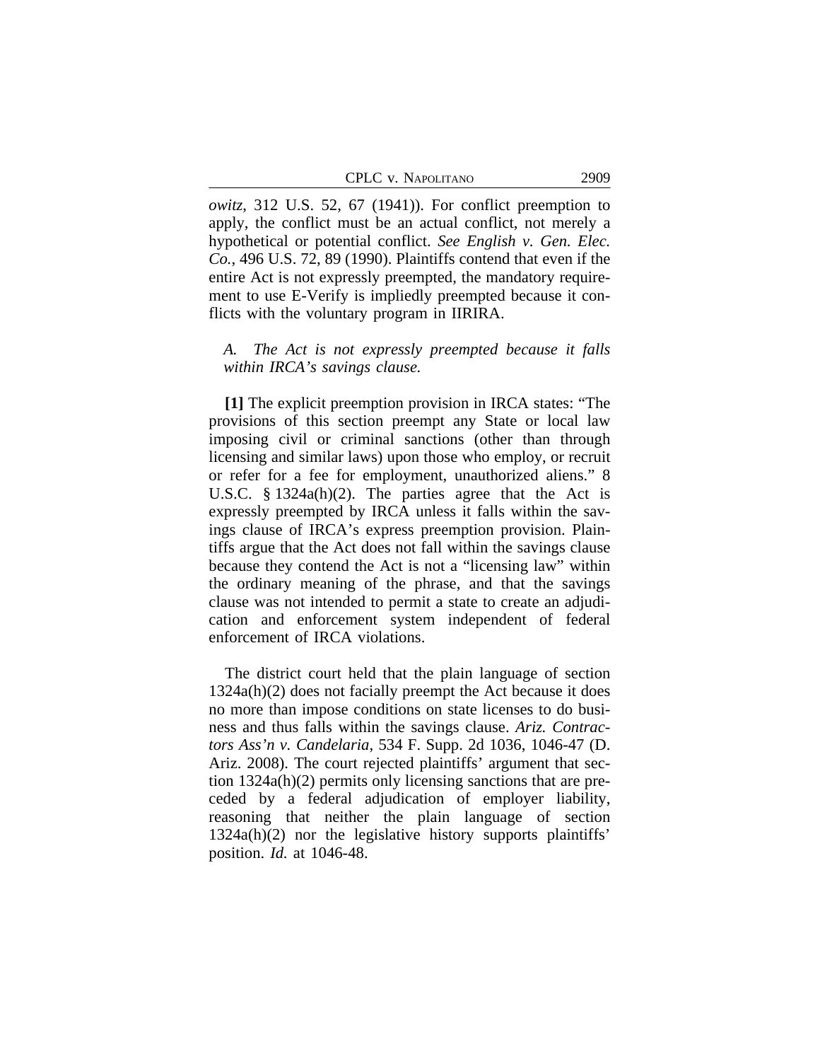*owitz*, 312 U.S. 52, 67 (1941)). For conflict preemption to apply, the conflict must be an actual conflict, not merely a hypothetical or potential conflict. *See English v. Gen. Elec. Co.*, 496 U.S. 72, 89 (1990). Plaintiffs contend that even if the entire Act is not expressly preempted, the mandatory requirement to use E-Verify is impliedly preempted because it conflicts with the voluntary program in IIRIRA.

*A. The Act is not expressly preempted because it falls within IRCA's savings clause.*

**[1]** The explicit preemption provision in IRCA states: "The provisions of this section preempt any State or local law imposing civil or criminal sanctions (other than through licensing and similar laws) upon those who employ, or recruit or refer for a fee for employment, unauthorized aliens." 8 U.S.C. § 1324a(h)(2). The parties agree that the Act is expressly preempted by IRCA unless it falls within the savings clause of IRCA's express preemption provision. Plaintiffs argue that the Act does not fall within the savings clause because they contend the Act is not a "licensing law" within the ordinary meaning of the phrase, and that the savings clause was not intended to permit a state to create an adjudication and enforcement system independent of federal enforcement of IRCA violations.

The district court held that the plain language of section 1324a(h)(2) does not facially preempt the Act because it does no more than impose conditions on state licenses to do business and thus falls within the savings clause. *Ariz. Contractors Ass'n v. Candelaria*, 534 F. Supp. 2d 1036, 1046-47 (D. Ariz. 2008). The court rejected plaintiffs' argument that section 1324a(h)(2) permits only licensing sanctions that are preceded by a federal adjudication of employer liability, reasoning that neither the plain language of section 1324a(h)(2) nor the legislative history supports plaintiffs' position. *Id.* at 1046-48.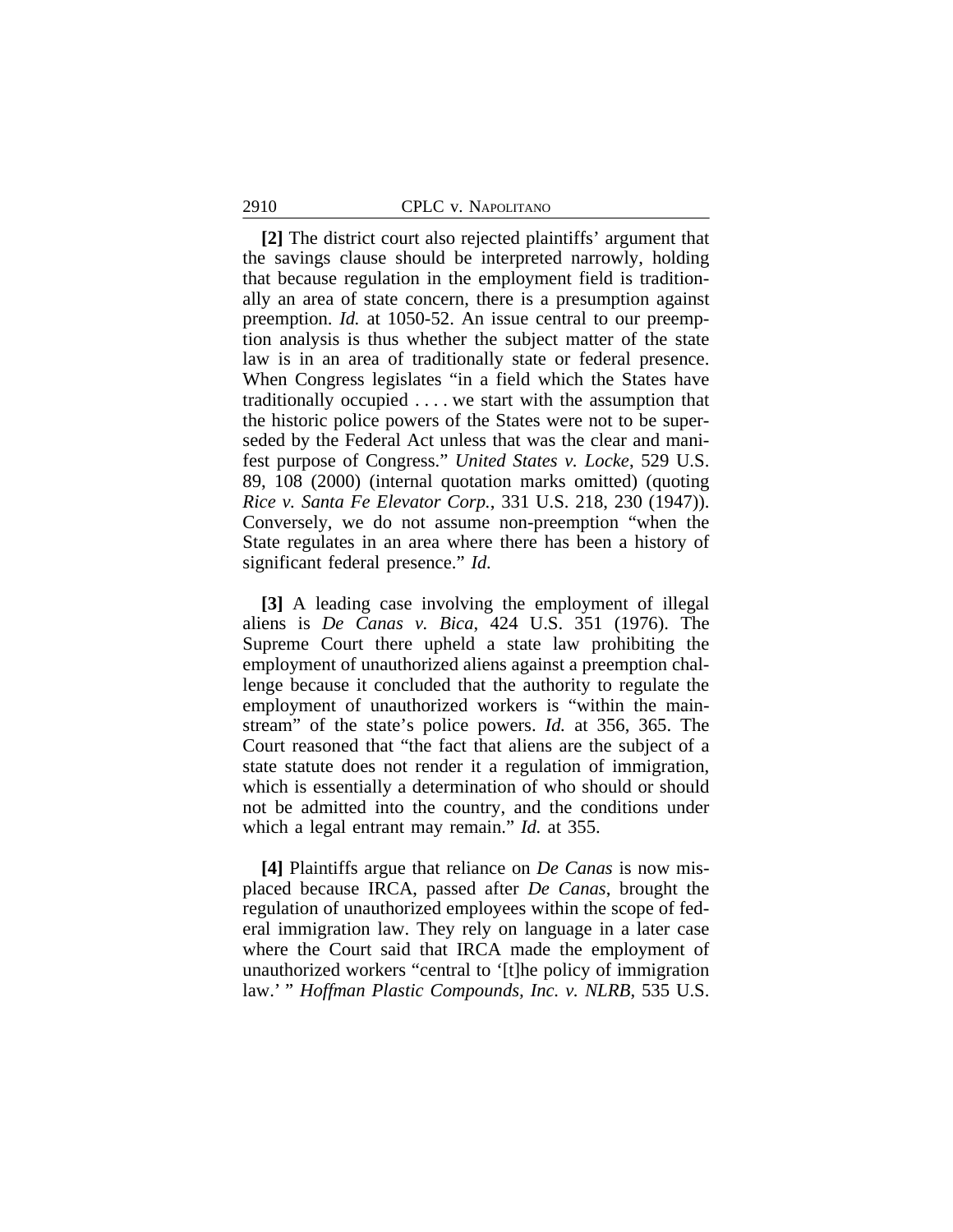**[2]** The district court also rejected plaintiffs' argument that the savings clause should be interpreted narrowly, holding that because regulation in the employment field is traditionally an area of state concern, there is a presumption against preemption. *Id.* at 1050-52. An issue central to our preemption analysis is thus whether the subject matter of the state law is in an area of traditionally state or federal presence. When Congress legislates "in a field which the States have traditionally occupied . . . . we start with the assumption that the historic police powers of the States were not to be superseded by the Federal Act unless that was the clear and manifest purpose of Congress." *United States v. Locke*, 529 U.S. 89, 108 (2000) (internal quotation marks omitted) (quoting *Rice v. Santa Fe Elevator Corp.*, 331 U.S. 218, 230 (1947)). Conversely, we do not assume non-preemption "when the State regulates in an area where there has been a history of significant federal presence." *Id.*

**[3]** A leading case involving the employment of illegal aliens is *De Canas v. Bica*, 424 U.S. 351 (1976). The Supreme Court there upheld a state law prohibiting the employment of unauthorized aliens against a preemption challenge because it concluded that the authority to regulate the employment of unauthorized workers is "within the mainstream" of the state's police powers. *Id.* at 356, 365. The Court reasoned that "the fact that aliens are the subject of a state statute does not render it a regulation of immigration, which is essentially a determination of who should or should not be admitted into the country, and the conditions under which a legal entrant may remain." *Id.* at 355.

**[4]** Plaintiffs argue that reliance on *De Canas* is now misplaced because IRCA, passed after *De Canas*, brought the regulation of unauthorized employees within the scope of federal immigration law. They rely on language in a later case where the Court said that IRCA made the employment of unauthorized workers "central to '[t]he policy of immigration law.' " *Hoffman Plastic Compounds, Inc. v. NLRB*, 535 U.S.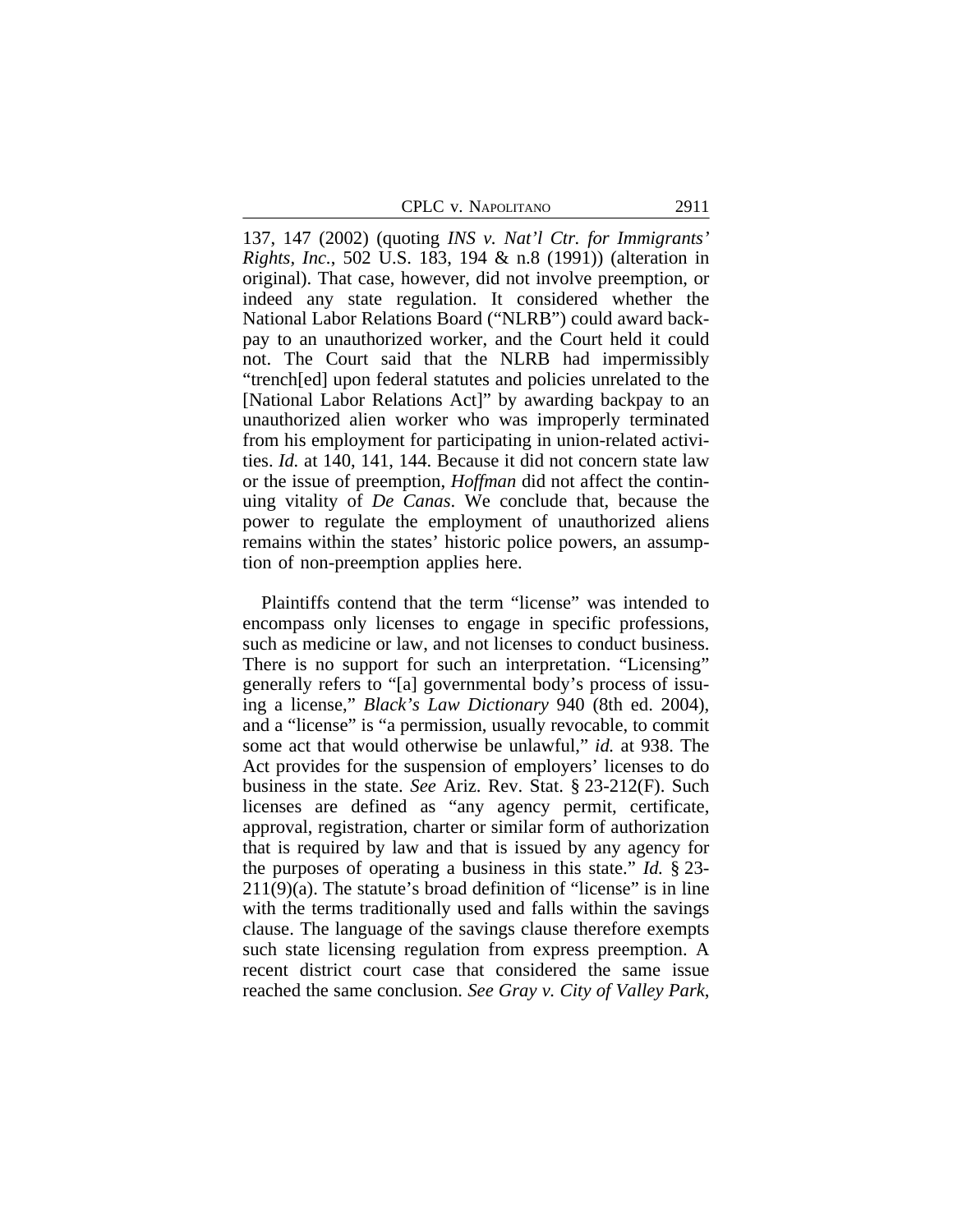137, 147 (2002) (quoting *INS v. Nat'l Ctr. for Immigrants' Rights, Inc.*, 502 U.S. 183, 194 & n.8 (1991)) (alteration in original). That case, however, did not involve preemption, or indeed any state regulation. It considered whether the National Labor Relations Board ("NLRB") could award backpay to an unauthorized worker, and the Court held it could not. The Court said that the NLRB had impermissibly "trench[ed] upon federal statutes and policies unrelated to the [National Labor Relations Act]" by awarding backpay to an unauthorized alien worker who was improperly terminated from his employment for participating in union-related activities. *Id.* at 140, 141, 144. Because it did not concern state law or the issue of preemption, *Hoffman* did not affect the continuing vitality of *De Canas*. We conclude that, because the power to regulate the employment of unauthorized aliens remains within the states' historic police powers, an assumption of non-preemption applies here.

Plaintiffs contend that the term "license" was intended to encompass only licenses to engage in specific professions, such as medicine or law, and not licenses to conduct business. There is no support for such an interpretation. "Licensing" generally refers to "[a] governmental body's process of issuing a license," *Black's Law Dictionary* 940 (8th ed. 2004), and a "license" is "a permission, usually revocable, to commit some act that would otherwise be unlawful," *id.* at 938. The Act provides for the suspension of employers' licenses to do business in the state. *See* Ariz. Rev. Stat. § 23-212(F). Such licenses are defined as "any agency permit, certificate, approval, registration, charter or similar form of authorization that is required by law and that is issued by any agency for the purposes of operating a business in this state." *Id.* § 23-211(9)(a). The statute's broad definition of "license" is in line with the terms traditionally used and falls within the savings clause. The language of the savings clause therefore exempts such state licensing regulation from express preemption. A recent district court case that considered the same issue reached the same conclusion. *See Gray v. City of Valley Park*,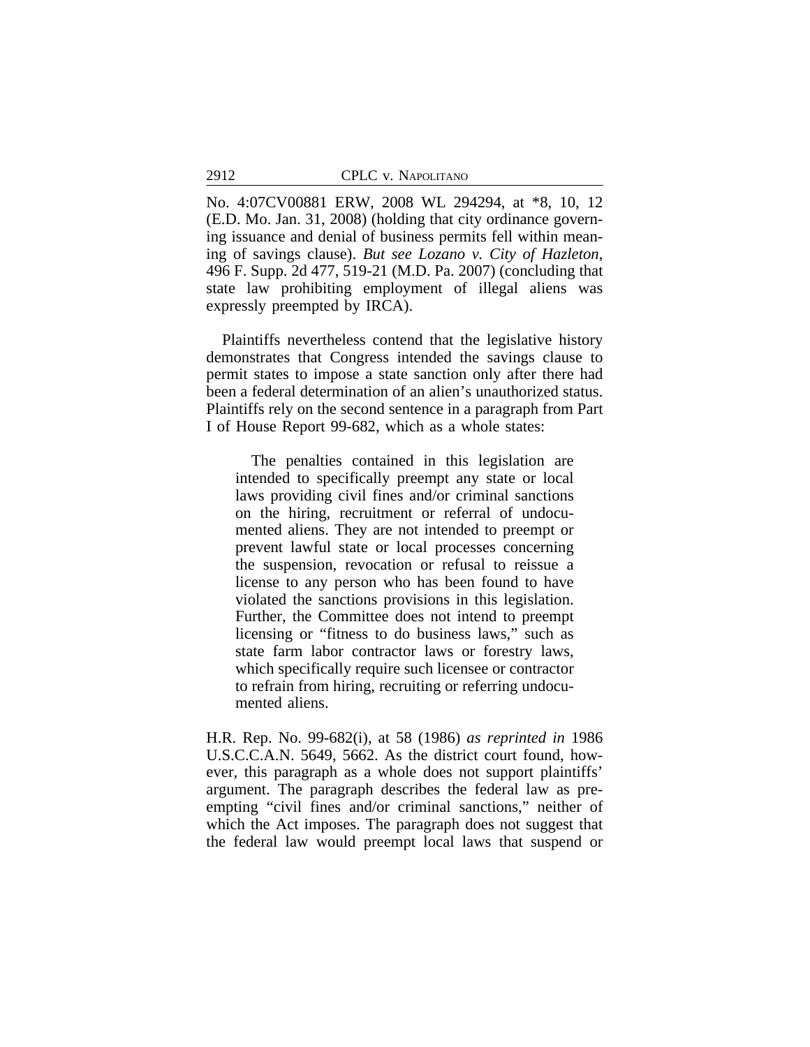No. 4:07CV00881 ERW, 2008 WL 294294, at *8, 10, 12 (E.D. Mo. Jan. 31, 2008) (holding that city ordinance governing issuance and denial of business permits fell within meaning of savings clause). *But see Lozano v. City of Hazleton*, 496 F. Supp. 2d 477, 519-21 (M.D. Pa. 2007) (concluding that state law prohibiting employment of illegal aliens was expressly preempted by IRCA).

Plaintiffs nevertheless contend that the legislative history demonstrates that Congress intended the savings clause to permit states to impose a state sanction only after there had been a federal determination of an alien's unauthorized status. Plaintiffs rely on the second sentence in a paragraph from Part I of House Report 99-682, which as a whole states:

> The penalties contained in this legislation are intended to specifically preempt any state or local laws providing civil fines and/or criminal sanctions on the hiring, recruitment or referral of undocumented aliens. They are not intended to preempt or prevent lawful state or local processes concerning the suspension, revocation or refusal to reissue a license to any person who has been found to have violated the sanctions provisions in this legislation. Further, the Committee does not intend to preempt licensing or "fitness to do business laws," such as state farm labor contractor laws or forestry laws, which specifically require such licensee or contractor to refrain from hiring, recruiting or referring undocumented aliens.

H.R. Rep. No. 99-682(i), at 58 (1986) *as reprinted in* 1986 U.S.C.C.A.N. 5649, 5662. As the district court found, however, this paragraph as a whole does not support plaintiffs' argument. The paragraph describes the federal law as preempting "civil fines and/or criminal sanctions," neither of which the Act imposes. The paragraph does not suggest that the federal law would preempt local laws that suspend or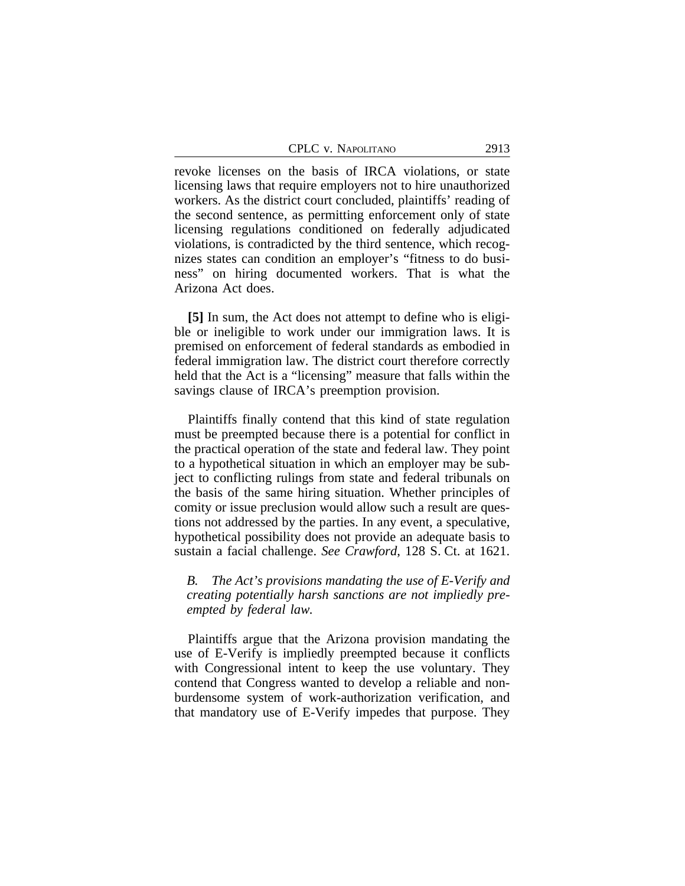revoke licenses on the basis of IRCA violations, or state licensing laws that require employers not to hire unauthorized workers. As the district court concluded, plaintiffs' reading of the second sentence, as permitting enforcement only of state licensing regulations conditioned on federally adjudicated violations, is contradicted by the third sentence, which recognizes states can condition an employer's "fitness to do business" on hiring documented workers. That is what the Arizona Act does.

**[5]** In sum, the Act does not attempt to define who is eligible or ineligible to work under our immigration laws. It is premised on enforcement of federal standards as embodied in federal immigration law. The district court therefore correctly held that the Act is a "licensing" measure that falls within the savings clause of IRCA's preemption provision.

Plaintiffs finally contend that this kind of state regulation must be preempted because there is a potential for conflict in the practical operation of the state and federal law. They point to a hypothetical situation in which an employer may be subject to conflicting rulings from state and federal tribunals on the basis of the same hiring situation. Whether principles of comity or issue preclusion would allow such a result are questions not addressed by the parties. In any event, a speculative, hypothetical possibility does not provide an adequate basis to sustain a facial challenge. *See Crawford*, 128 S. Ct. at 1621.

*B. The Act's provisions mandating the use of E-Verify and creating potentially harsh sanctions are not impliedly preempted by federal law.*

Plaintiffs argue that the Arizona provision mandating the use of E-Verify is impliedly preempted because it conflicts with Congressional intent to keep the use voluntary. They contend that Congress wanted to develop a reliable and non-burdensome system of work-authorization verification, and that mandatory use of E-Verify impedes that purpose. They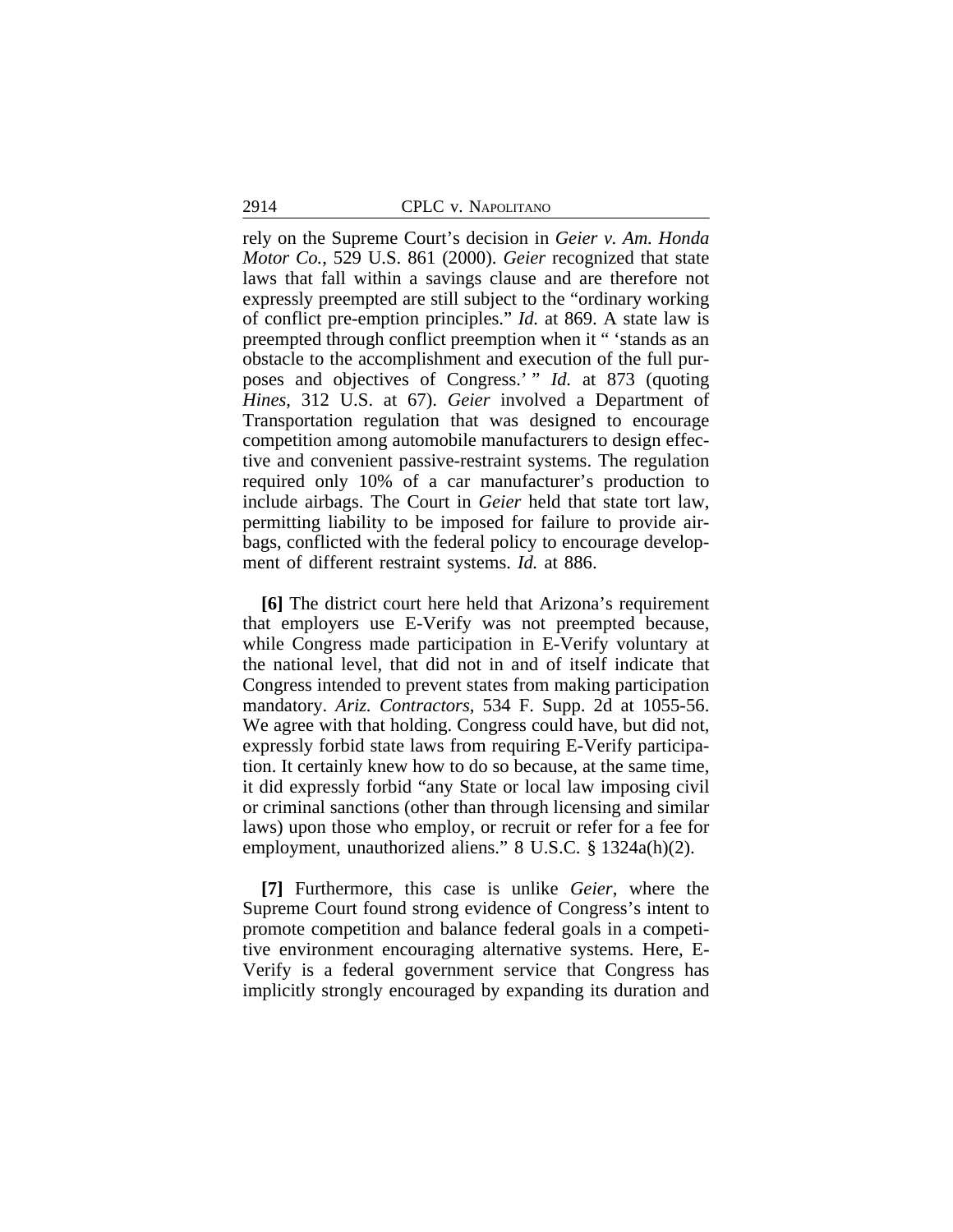rely on the Supreme Court's decision in *Geier v. Am. Honda Motor Co.*, 529 U.S. 861 (2000). *Geier* recognized that state laws that fall within a savings clause and are therefore not expressly preempted are still subject to the "ordinary working of conflict pre-emption principles." *Id.* at 869. A state law is preempted through conflict preemption when it " 'stands as an obstacle to the accomplishment and execution of the full purposes and objectives of Congress.' " *Id.* at 873 (quoting *Hines*, 312 U.S. at 67). *Geier* involved a Department of Transportation regulation that was designed to encourage competition among automobile manufacturers to design effective and convenient passive-restraint systems. The regulation required only 10% of a car manufacturer's production to include airbags. The Court in *Geier* held that state tort law, permitting liability to be imposed for failure to provide airbags, conflicted with the federal policy to encourage development of different restraint systems. *Id.* at 886.

**[6]** The district court here held that Arizona's requirement that employers use E-Verify was not preempted because, while Congress made participation in E-Verify voluntary at the national level, that did not in and of itself indicate that Congress intended to prevent states from making participation mandatory. *Ariz. Contractors*, 534 F. Supp. 2d at 1055-56. We agree with that holding. Congress could have, but did not, expressly forbid state laws from requiring E-Verify participation. It certainly knew how to do so because, at the same time, it did expressly forbid "any State or local law imposing civil or criminal sanctions (other than through licensing and similar laws) upon those who employ, or recruit or refer for a fee for employment, unauthorized aliens." 8 U.S.C. § 1324a(h)(2).

**[7]** Furthermore, this case is unlike *Geier*, where the Supreme Court found strong evidence of Congress's intent to promote competition and balance federal goals in a competitive environment encouraging alternative systems. Here, E-Verify is a federal government service that Congress has implicitly strongly encouraged by expanding its duration and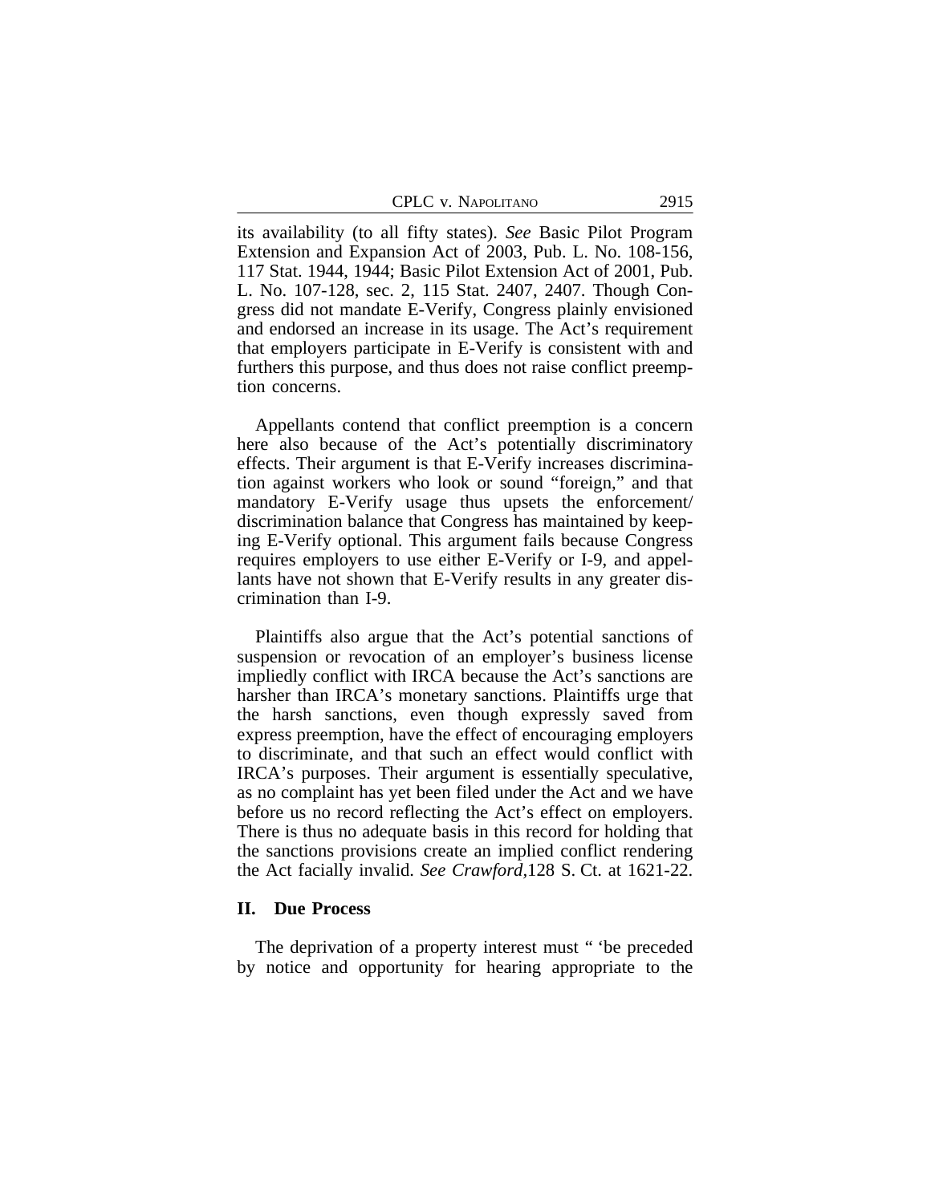its availability (to all fifty states). *See* Basic Pilot Program Extension and Expansion Act of 2003, Pub. L. No. 108-156, 117 Stat. 1944, 1944; Basic Pilot Extension Act of 2001, Pub. L. No. 107-128, sec. 2, 115 Stat. 2407, 2407. Though Congress did not mandate E-Verify, Congress plainly envisioned and endorsed an increase in its usage. The Act's requirement that employers participate in E-Verify is consistent with and furthers this purpose, and thus does not raise conflict preemption concerns.

Appellants contend that conflict preemption is a concern here also because of the Act's potentially discriminatory effects. Their argument is that E-Verify increases discrimination against workers who look or sound "foreign," and that mandatory E-Verify usage thus upsets the enforcement/discrimination balance that Congress has maintained by keeping E-Verify optional. This argument fails because Congress requires employers to use either E-Verify or I-9, and appellants have not shown that E-Verify results in any greater discrimination than I-9.

Plaintiffs also argue that the Act's potential sanctions of suspension or revocation of an employer's business license impliedly conflict with IRCA because the Act's sanctions are harsher than IRCA's monetary sanctions. Plaintiffs urge that the harsh sanctions, even though expressly saved from express preemption, have the effect of encouraging employers to discriminate, and that such an effect would conflict with IRCA's purposes. Their argument is essentially speculative, as no complaint has yet been filed under the Act and we have before us no record reflecting the Act's effect on employers. There is thus no adequate basis in this record for holding that the sanctions provisions create an implied conflict rendering the Act facially invalid. *See Crawford*, 128 S. Ct. at 1621-22.

## II. Due Process

The deprivation of a property interest must " 'be preceded by notice and opportunity for hearing appropriate to the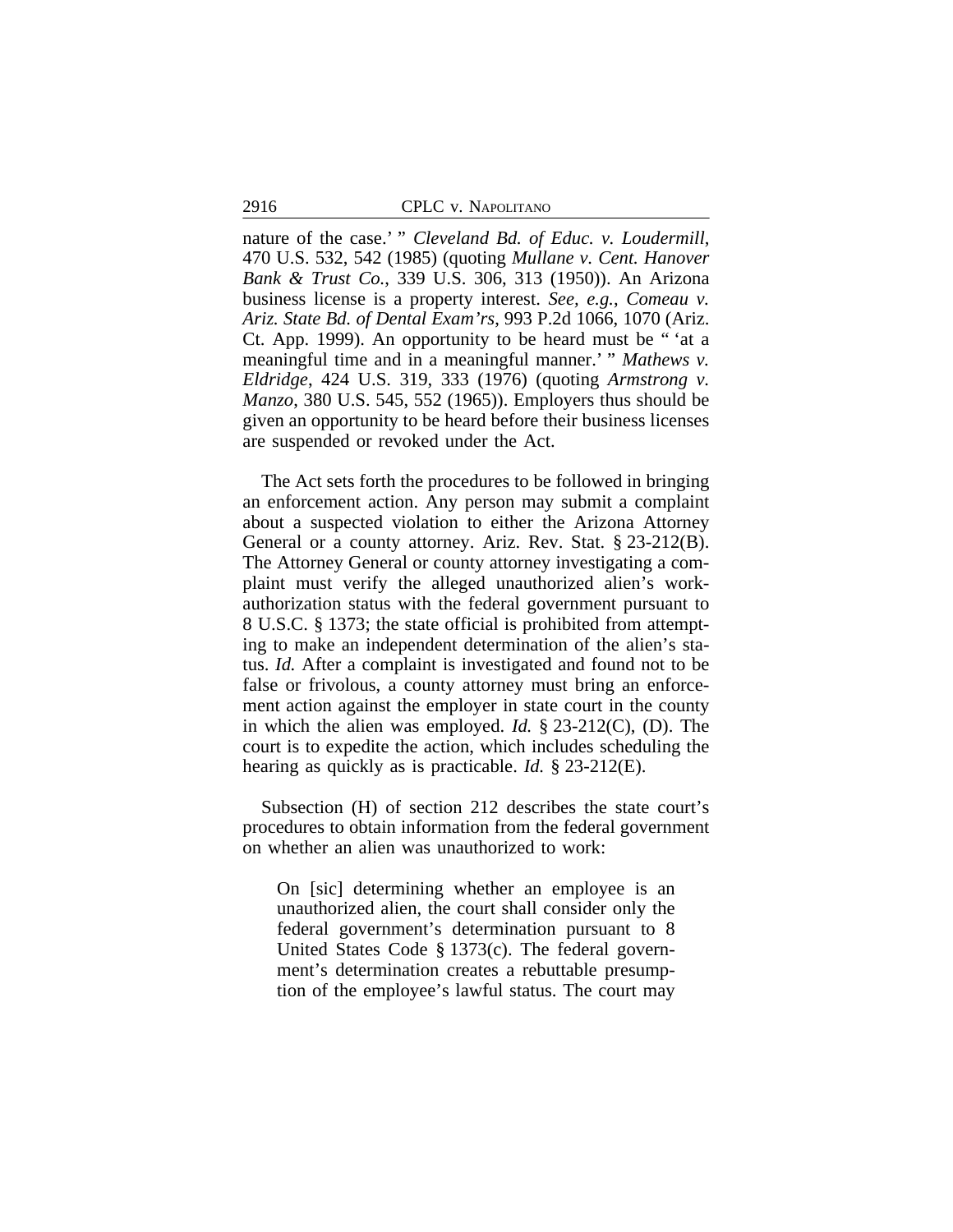nature of the case.' " *Cleveland Bd. of Educ. v. Loudermill*, 470 U.S. 532, 542 (1985) (quoting *Mullane v. Cent. Hanover Bank & Trust Co.*, 339 U.S. 306, 313 (1950)). An Arizona business license is a property interest. *See, e.g.*, *Comeau v. Ariz. State Bd. of Dental Exam'rs*, 993 P.2d 1066, 1070 (Ariz. Ct. App. 1999). An opportunity to be heard must be " 'at a meaningful time and in a meaningful manner.' " *Mathews v. Eldridge*, 424 U.S. 319, 333 (1976) (quoting *Armstrong v. Manzo*, 380 U.S. 545, 552 (1965)). Employers thus should be given an opportunity to be heard before their business licenses are suspended or revoked under the Act.

The Act sets forth the procedures to be followed in bringing an enforcement action. Any person may submit a complaint about a suspected violation to either the Arizona Attorney General or a county attorney. Ariz. Rev. Stat. § 23-212(B). The Attorney General or county attorney investigating a complaint must verify the alleged unauthorized alien's work-authorization status with the federal government pursuant to 8 U.S.C. § 1373; the state official is prohibited from attempting to make an independent determination of the alien's status. *Id.* After a complaint is investigated and found not to be false or frivolous, a county attorney must bring an enforcement action against the employer in state court in the county in which the alien was employed. *Id.* § 23-212(C), (D). The court is to expedite the action, which includes scheduling the hearing as quickly as is practicable. *Id.* § 23-212(E).

Subsection (H) of section 212 describes the state court's procedures to obtain information from the federal government on whether an alien was unauthorized to work:

> On [sic] determining whether an employee is an unauthorized alien, the court shall consider only the federal government's determination pursuant to 8 United States Code § 1373(c). The federal government's determination creates a rebuttable presumption of the employee's lawful status. The court may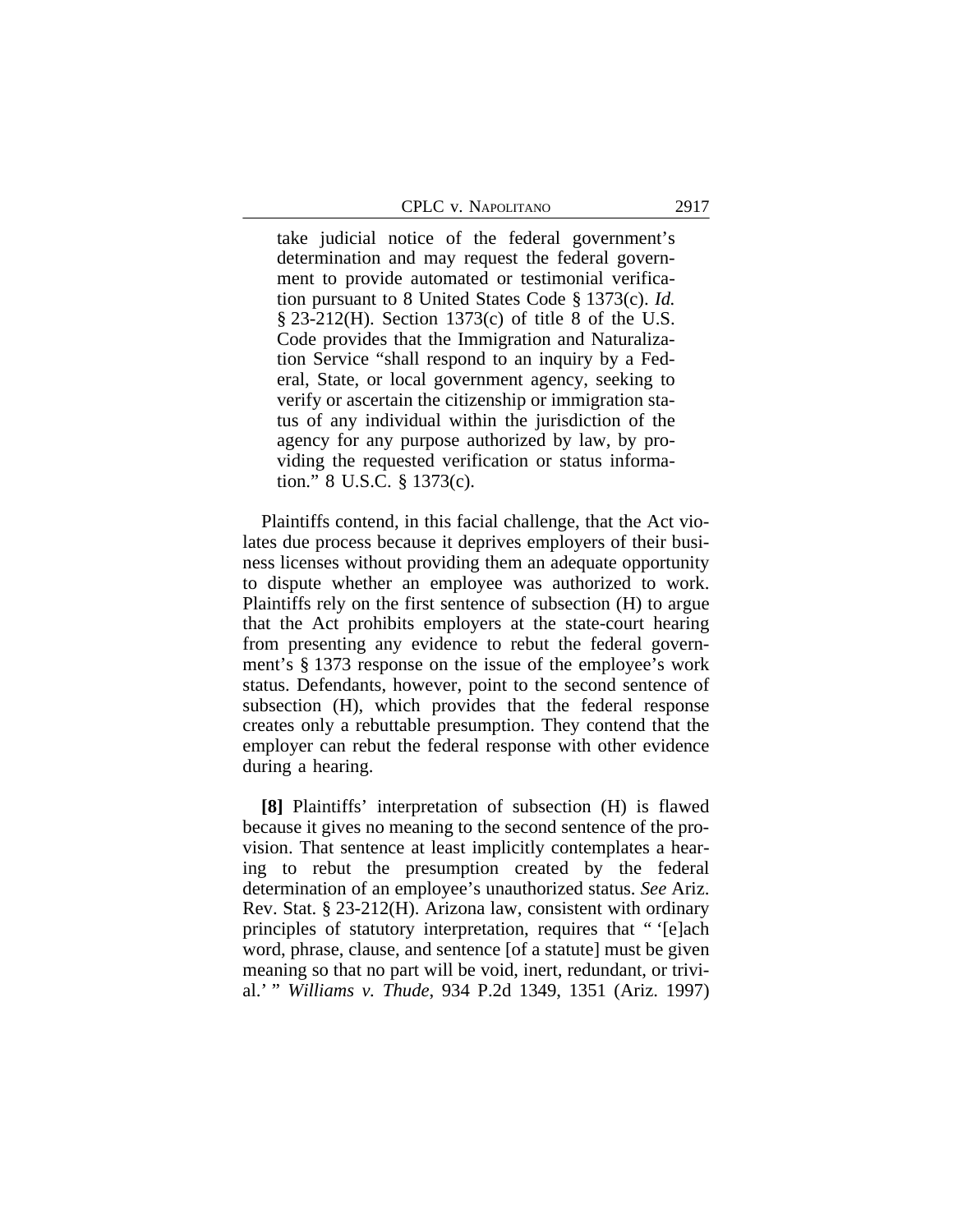> take judicial notice of the federal government's determination and may request the federal government to provide automated or testimonial verification pursuant to 8 United States Code § 1373(c). *Id.* § 23-212(H). Section 1373(c) of title 8 of the U.S. Code provides that the Immigration and Naturalization Service "shall respond to an inquiry by a Federal, State, or local government agency, seeking to verify or ascertain the citizenship or immigration status of any individual within the jurisdiction of the agency for any purpose authorized by law, by providing the requested verification or status information." 8 U.S.C. § 1373(c).

Plaintiffs contend, in this facial challenge, that the Act violates due process because it deprives employers of their business licenses without providing them an adequate opportunity to dispute whether an employee was authorized to work. Plaintiffs rely on the first sentence of subsection (H) to argue that the Act prohibits employers at the state-court hearing from presenting any evidence to rebut the federal government's § 1373 response on the issue of the employee's work status. Defendants, however, point to the second sentence of subsection (H), which provides that the federal response creates only a rebuttable presumption. They contend that the employer can rebut the federal response with other evidence during a hearing.

**[8]** Plaintiffs' interpretation of subsection (H) is flawed because it gives no meaning to the second sentence of the provision. That sentence at least implicitly contemplates a hearing to rebut the presumption created by the federal determination of an employee's unauthorized status. *See* Ariz. Rev. Stat. § 23-212(H). Arizona law, consistent with ordinary principles of statutory interpretation, requires that " '[e]ach word, phrase, clause, and sentence [of a statute] must be given meaning so that no part will be void, inert, redundant, or trivial.' " *Williams v. Thude*, 934 P.2d 1349, 1351 (Ariz. 1997)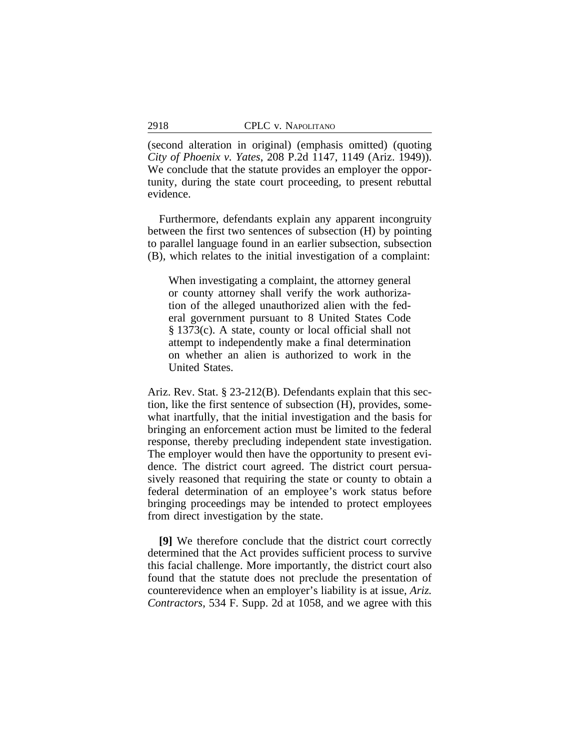(second alteration in original) (emphasis omitted) (quoting *City of Phoenix v. Yates*, 208 P.2d 1147, 1149 (Ariz. 1949)). We conclude that the statute provides an employer the opportunity, during the state court proceeding, to present rebuttal evidence.

Furthermore, defendants explain any apparent incongruity between the first two sentences of subsection (H) by pointing to parallel language found in an earlier subsection, subsection (B), which relates to the initial investigation of a complaint:

> When investigating a complaint, the attorney general or county attorney shall verify the work authorization of the alleged unauthorized alien with the federal government pursuant to 8 United States Code § 1373(c). A state, county or local official shall not attempt to independently make a final determination on whether an alien is authorized to work in the United States.

Ariz. Rev. Stat. § 23-212(B). Defendants explain that this section, like the first sentence of subsection (H), provides, somewhat inartfully, that the initial investigation and the basis for bringing an enforcement action must be limited to the federal response, thereby precluding independent state investigation. The employer would then have the opportunity to present evidence. The district court agreed. The district court persuasively reasoned that requiring the state or county to obtain a federal determination of an employee's work status before bringing proceedings may be intended to protect employees from direct investigation by the state.

**[9]** We therefore conclude that the district court correctly determined that the Act provides sufficient process to survive this facial challenge. More importantly, the district court also found that the statute does not preclude the presentation of counterevidence when an employer's liability is at issue, *Ariz. Contractors*, 534 F. Supp. 2d at 1058, and we agree with this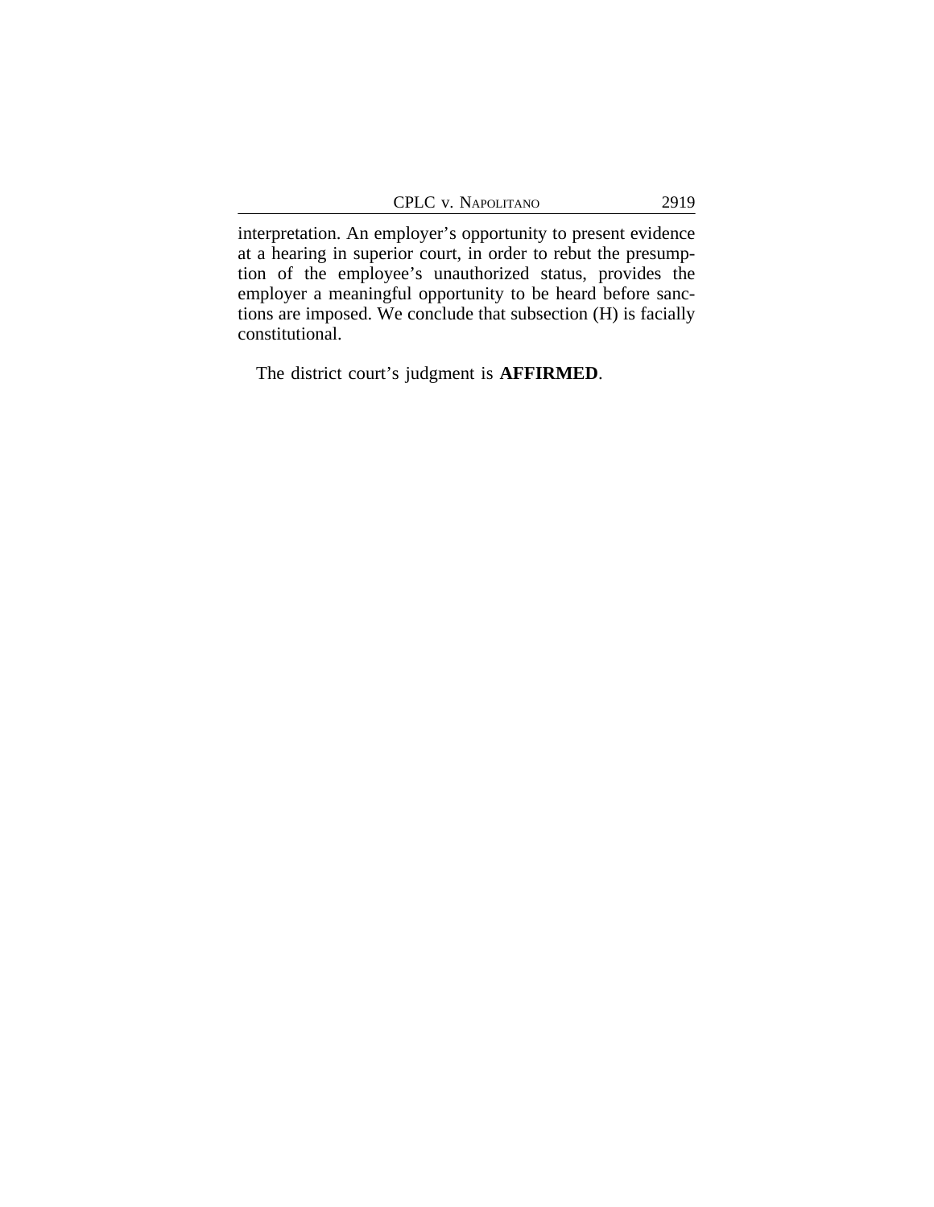interpretation. An employer's opportunity to present evidence at a hearing in superior court, in order to rebut the presumption of the employee's unauthorized status, provides the employer a meaningful opportunity to be heard before sanctions are imposed. We conclude that subsection (H) is facially constitutional.

The district court's judgment is **AFFIRMED**.